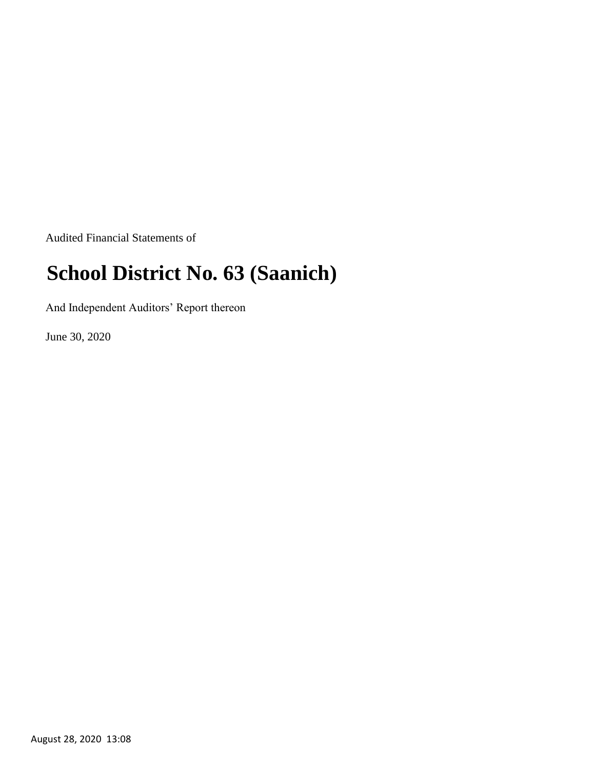Audited Financial Statements of

# School District No. 63 (Saanich)

And Independent Auditors' Report thereon

June 30, 2020

August 28, 2020 13:08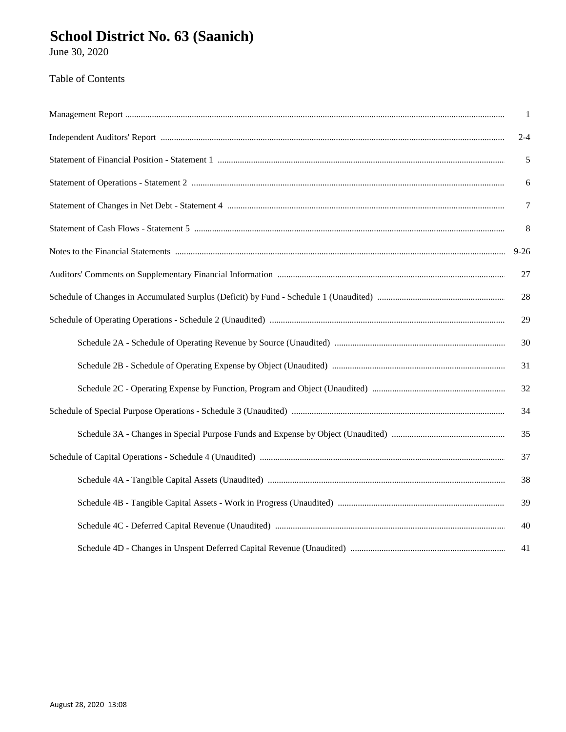# School District No. 63 (Saanich)

June 30, 2020

Table of Contents

| | |
|---|---|
| Management Report | 1 |
| Independent Auditors' Report | 2-4 |
| Statement of Financial Position - Statement 1 | 5 |
| Statement of Operations - Statement 2 | 6 |
| Statement of Changes in Net Debt - Statement 4 | 7 |
| Statement of Cash Flows - Statement 5 | 8 |
| Notes to the Financial Statements | 9-26 |
| Auditors' Comments on Supplementary Financial Information | 27 |
| Schedule of Changes in Accumulated Surplus (Deficit) by Fund - Schedule 1 (Unaudited) | 28 |
| Schedule of Operating Operations - Schedule 2 (Unaudited) | 29 |
| Schedule 2A - Schedule of Operating Revenue by Source (Unaudited) | 30 |
| Schedule 2B - Schedule of Operating Expense by Object (Unaudited) | 31 |
| Schedule 2C - Operating Expense by Function, Program and Object (Unaudited) | 32 |
| Schedule of Special Purpose Operations - Schedule 3 (Unaudited) | 34 |
| Schedule 3A - Changes in Special Purpose Funds and Expense by Object (Unaudited) | 35 |
| Schedule of Capital Operations - Schedule 4 (Unaudited) | 37 |
| Schedule 4A - Tangible Capital Assets (Unaudited) | 38 |
| Schedule 4B - Tangible Capital Assets - Work in Progress (Unaudited) | 39 |
| Schedule 4C - Deferred Capital Revenue (Unaudited) | 40 |
| Schedule 4D - Changes in Unspent Deferred Capital Revenue (Unaudited) | 41 |

August 28, 2020 13:08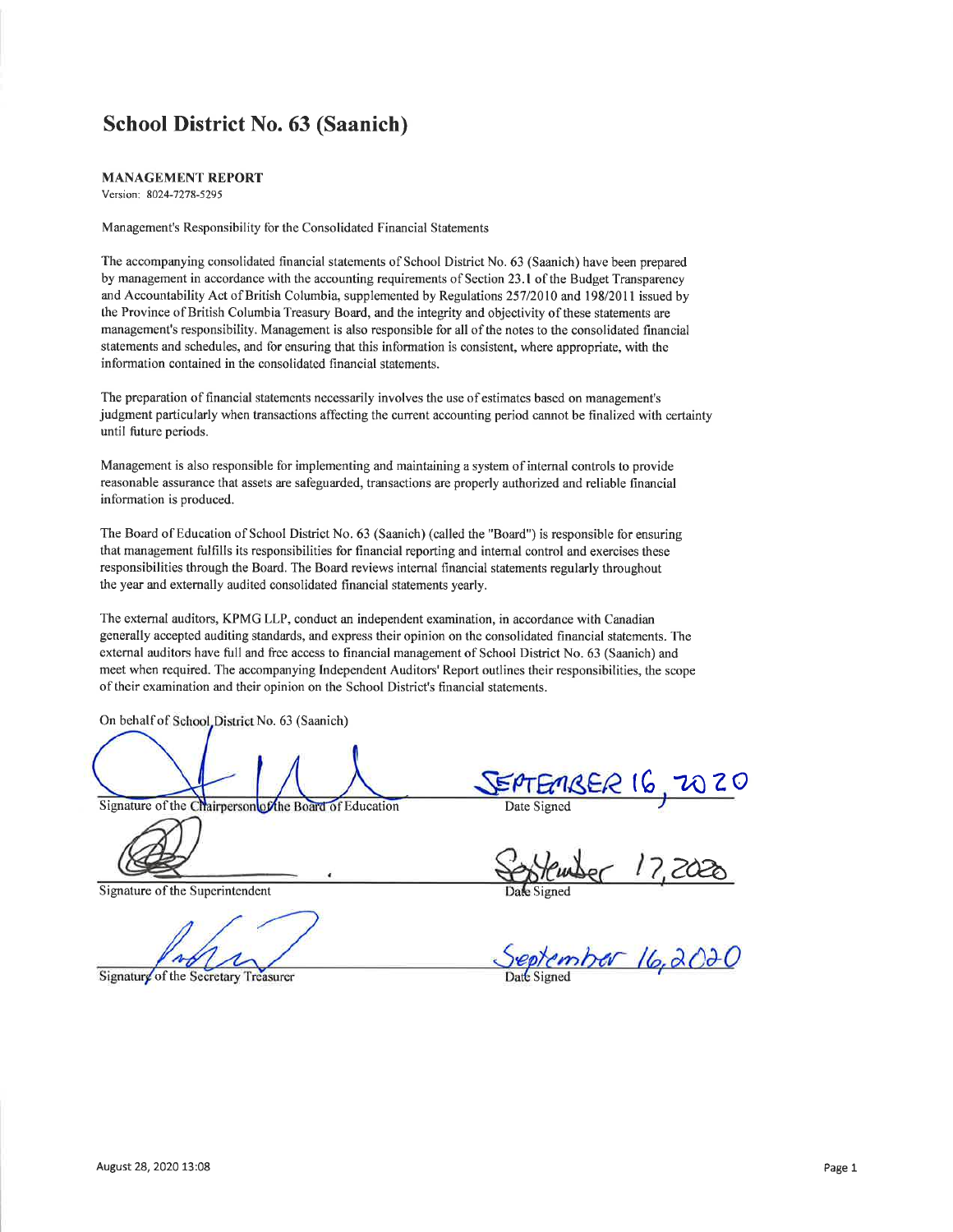# School District No. 63 (Saanich)

**MANAGEMENT REPORT**

Version: 8024-7278-5295

Management's Responsibility for the Consolidated Financial Statements

The accompanying consolidated financial statements of School District No. 63 (Saanich) have been prepared by management in accordance with the accounting requirements of Section 23.1 of the Budget Transparency and Accountability Act of British Columbia, supplemented by Regulations 257/2010 and 198/2011 issued by the Province of British Columbia Treasury Board, and the integrity and objectivity of these statements are management's responsibility. Management is also responsible for all of the notes to the consolidated financial statements and schedules, and for ensuring that this information is consistent, where appropriate, with the information contained in the consolidated financial statements.

The preparation of financial statements necessarily involves the use of estimates based on management's judgment particularly when transactions affecting the current accounting period cannot be finalized with certainty until future periods.

Management is also responsible for implementing and maintaining a system of internal controls to provide reasonable assurance that assets are safeguarded, transactions are properly authorized and reliable financial information is produced.

The Board of Education of School District No. 63 (Saanich) (called the "Board") is responsible for ensuring that management fulfills its responsibilities for financial reporting and internal control and exercises these responsibilities through the Board. The Board reviews internal financial statements regularly throughout the year and externally audited consolidated financial statements yearly.

The external auditors, KPMG LLP, conduct an independent examination, in accordance with Canadian generally accepted auditing standards, and express their opinion on the consolidated financial statements. The external auditors have full and free access to financial management of School District No. 63 (Saanich) and meet when required. The accompanying Independent Auditors' Report outlines their responsibilities, the scope of their examination and their opinion on the School District's financial statements.

On behalf of School District No. 63 (Saanich)

| | |
|---|---|
| Signature of the Chairperson of the Board of Education | SEPTEMBER 16, 2020<br>Date Signed |
| Signature of the Superintendent | September 17, 2020<br>Date Signed |
| Signature of the Secretary Treasurer | September 16, 2020<br>Date Signed |

August 28, 2020 13:08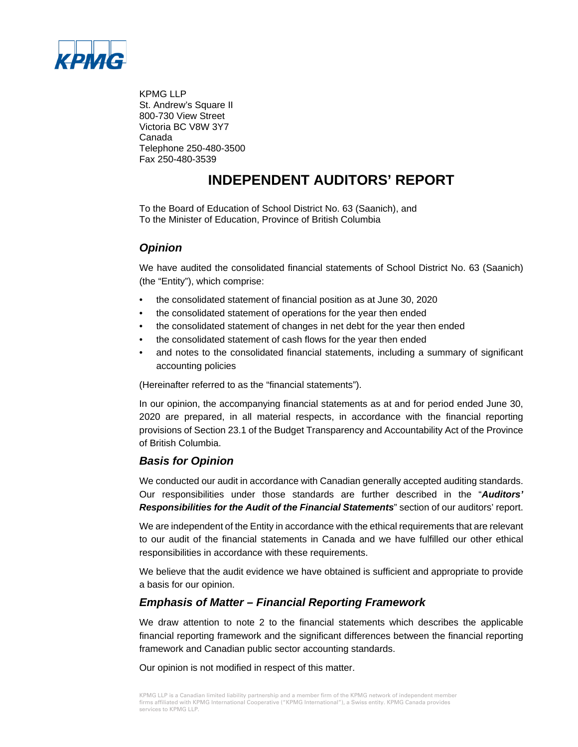KPMG LLP
St. Andrew's Square II
800-730 View Street
Victoria BC V8W 3Y7
Canada
Telephone 250-480-3500
Fax 250-480-3539

# INDEPENDENT AUDITORS' REPORT

To the Board of Education of School District No. 63 (Saanich), and
To the Minister of Education, Province of British Columbia

## *Opinion*

We have audited the consolidated financial statements of School District No. 63 (Saanich) (the "Entity"), which comprise:

- the consolidated statement of financial position as at June 30, 2020
- the consolidated statement of operations for the year then ended
- the consolidated statement of changes in net debt for the year then ended
- the consolidated statement of cash flows for the year then ended
- and notes to the consolidated financial statements, including a summary of significant accounting policies

(Hereinafter referred to as the "financial statements").

In our opinion, the accompanying financial statements as at and for period ended June 30, 2020 are prepared, in all material respects, in accordance with the financial reporting provisions of Section 23.1 of the Budget Transparency and Accountability Act of the Province of British Columbia.

## *Basis for Opinion*

We conducted our audit in accordance with Canadian generally accepted auditing standards. Our responsibilities under those standards are further described in the "***Auditors' Responsibilities for the Audit of the Financial Statements***" section of our auditors' report.

We are independent of the Entity in accordance with the ethical requirements that are relevant to our audit of the financial statements in Canada and we have fulfilled our other ethical responsibilities in accordance with these requirements.

We believe that the audit evidence we have obtained is sufficient and appropriate to provide a basis for our opinion.

## *Emphasis of Matter – Financial Reporting Framework*

We draw attention to note 2 to the financial statements which describes the applicable financial reporting framework and the significant differences between the financial reporting framework and Canadian public sector accounting standards.

Our opinion is not modified in respect of this matter.

KPMG LLP is a Canadian limited liability partnership and a member firm of the KPMG network of independent member firms affiliated with KPMG International Cooperative ("KPMG International"), a Swiss entity. KPMG Canada provides services to KPMG LLP.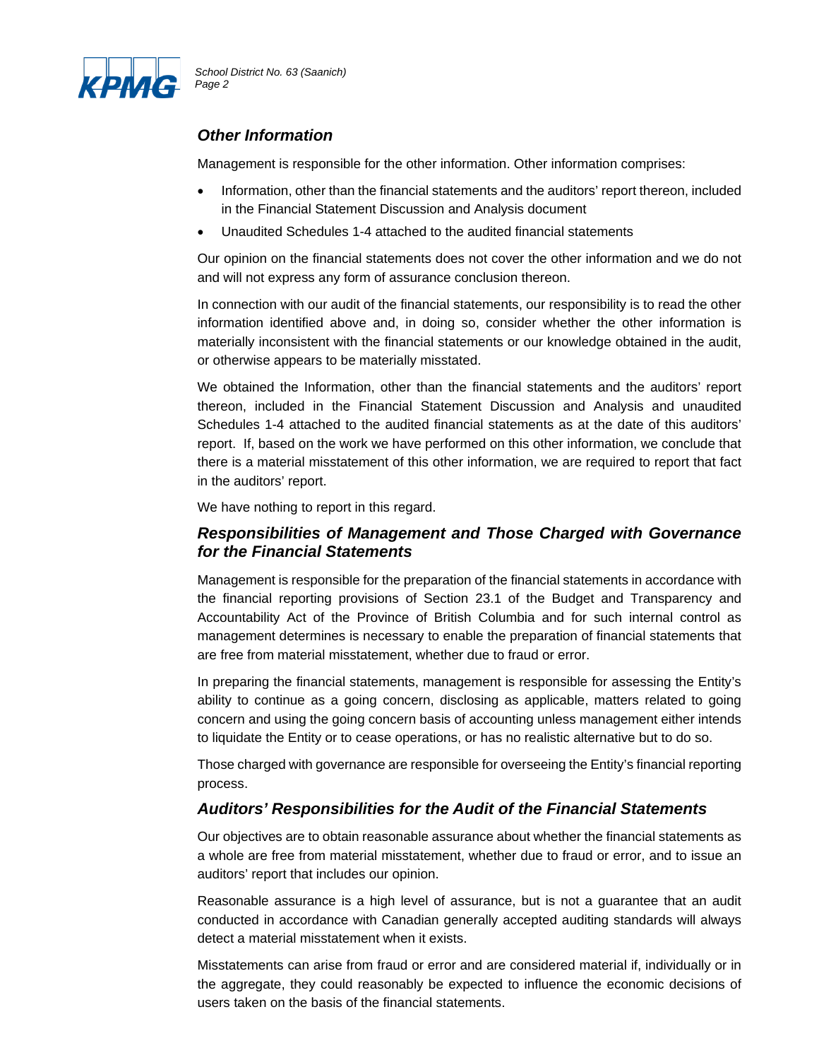## *Other Information*

Management is responsible for the other information. Other information comprises:

- Information, other than the financial statements and the auditors' report thereon, included in the Financial Statement Discussion and Analysis document
- Unaudited Schedules 1-4 attached to the audited financial statements

Our opinion on the financial statements does not cover the other information and we do not and will not express any form of assurance conclusion thereon.

In connection with our audit of the financial statements, our responsibility is to read the other information identified above and, in doing so, consider whether the other information is materially inconsistent with the financial statements or our knowledge obtained in the audit, or otherwise appears to be materially misstated.

We obtained the Information, other than the financial statements and the auditors' report thereon, included in the Financial Statement Discussion and Analysis and unaudited Schedules 1-4 attached to the audited financial statements as at the date of this auditors' report. If, based on the work we have performed on this other information, we conclude that there is a material misstatement of this other information, we are required to report that fact in the auditors' report.

We have nothing to report in this regard.

## *Responsibilities of Management and Those Charged with Governance for the Financial Statements*

Management is responsible for the preparation of the financial statements in accordance with the financial reporting provisions of Section 23.1 of the Budget and Transparency and Accountability Act of the Province of British Columbia and for such internal control as management determines is necessary to enable the preparation of financial statements that are free from material misstatement, whether due to fraud or error.

In preparing the financial statements, management is responsible for assessing the Entity's ability to continue as a going concern, disclosing as applicable, matters related to going concern and using the going concern basis of accounting unless management either intends to liquidate the Entity or to cease operations, or has no realistic alternative but to do so.

Those charged with governance are responsible for overseeing the Entity's financial reporting process.

## *Auditors' Responsibilities for the Audit of the Financial Statements*

Our objectives are to obtain reasonable assurance about whether the financial statements as a whole are free from material misstatement, whether due to fraud or error, and to issue an auditors' report that includes our opinion.

Reasonable assurance is a high level of assurance, but is not a guarantee that an audit conducted in accordance with Canadian generally accepted auditing standards will always detect a material misstatement when it exists.

Misstatements can arise from fraud or error and are considered material if, individually or in the aggregate, they could reasonably be expected to influence the economic decisions of users taken on the basis of the financial statements.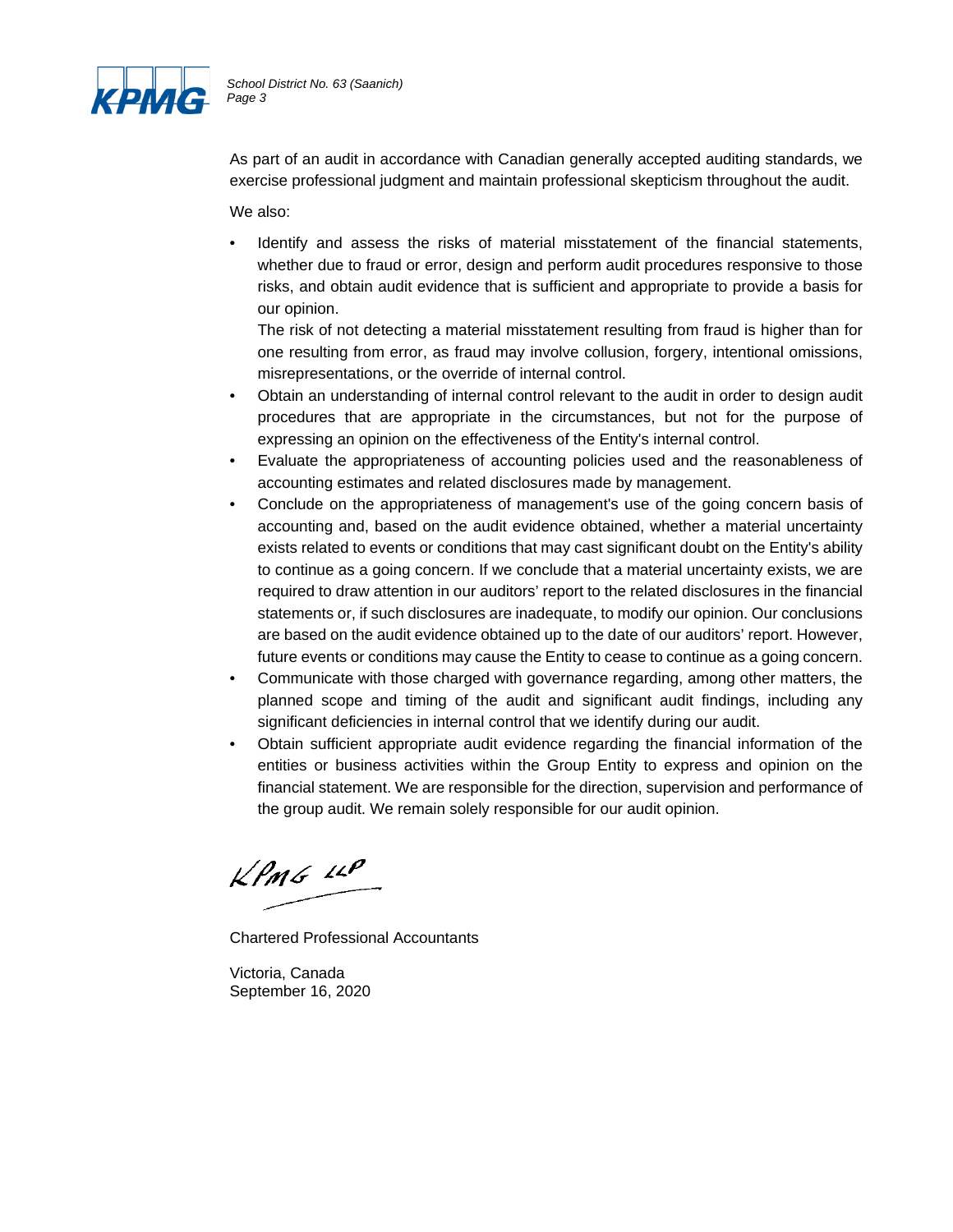As part of an audit in accordance with Canadian generally accepted auditing standards, we exercise professional judgment and maintain professional skepticism throughout the audit.

We also:

- Identify and assess the risks of material misstatement of the financial statements, whether due to fraud or error, design and perform audit procedures responsive to those risks, and obtain audit evidence that is sufficient and appropriate to provide a basis for our opinion.
  
  The risk of not detecting a material misstatement resulting from fraud is higher than for one resulting from error, as fraud may involve collusion, forgery, intentional omissions, misrepresentations, or the override of internal control.
- Obtain an understanding of internal control relevant to the audit in order to design audit procedures that are appropriate in the circumstances, but not for the purpose of expressing an opinion on the effectiveness of the Entity's internal control.
- Evaluate the appropriateness of accounting policies used and the reasonableness of accounting estimates and related disclosures made by management.
- Conclude on the appropriateness of management's use of the going concern basis of accounting and, based on the audit evidence obtained, whether a material uncertainty exists related to events or conditions that may cast significant doubt on the Entity's ability to continue as a going concern. If we conclude that a material uncertainty exists, we are required to draw attention in our auditors' report to the related disclosures in the financial statements or, if such disclosures are inadequate, to modify our opinion. Our conclusions are based on the audit evidence obtained up to the date of our auditors' report. However, future events or conditions may cause the Entity to cease to continue as a going concern.
- Communicate with those charged with governance regarding, among other matters, the planned scope and timing of the audit and significant audit findings, including any significant deficiencies in internal control that we identify during our audit.
- Obtain sufficient appropriate audit evidence regarding the financial information of the entities or business activities within the Group Entity to express and opinion on the financial statement. We are responsible for the direction, supervision and performance of the group audit. We remain solely responsible for our audit opinion.

KPMG LLP

Chartered Professional Accountants

Victoria, Canada
September 16, 2020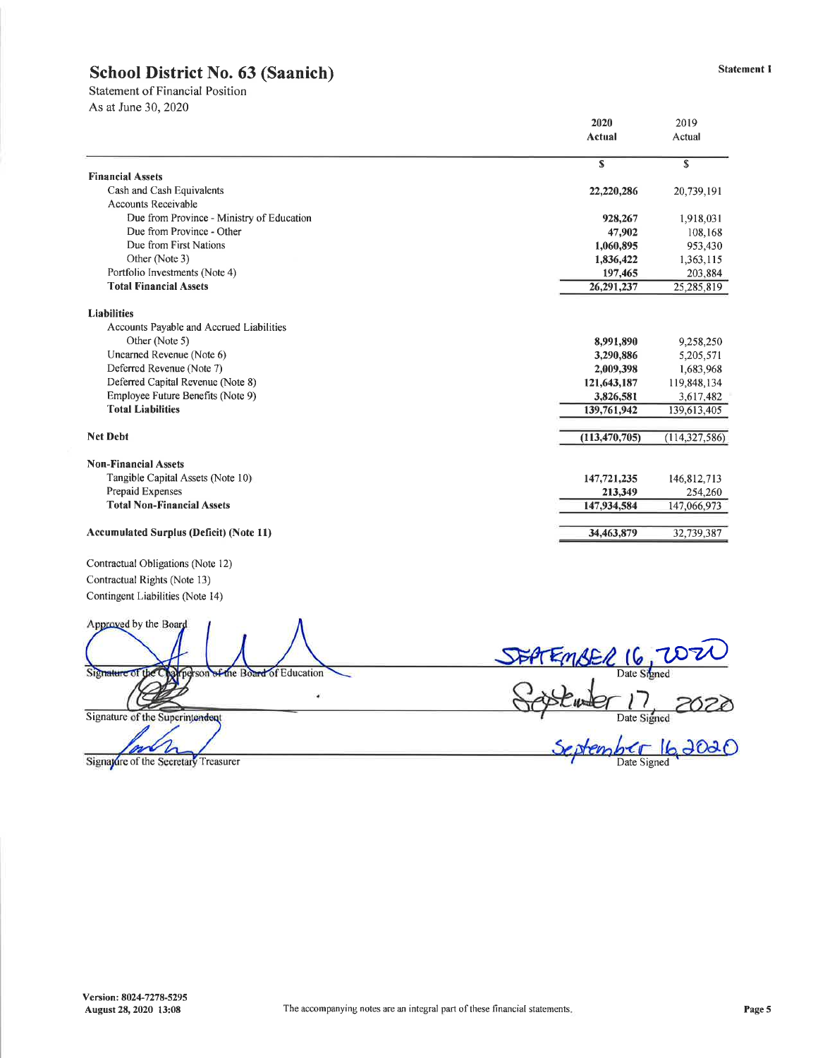# School District No. 63 (Saanich)

Statement 1

Statement of Financial Position
As at June 30, 2020

| | 2020 Actual | 2019 Actual |
|---|---|---|
| | $ | $ |
| **Financial Assets** | | |
| Cash and Cash Equivalents | **22,220,286** | 20,739,191 |
| Accounts Receivable | | |
| Due from Province - Ministry of Education | **928,267** | 1,918,031 |
| Due from Province - Other | **47,902** | 108,168 |
| Due from First Nations | **1,060,895** | 953,430 |
| Other (Note 3) | **1,836,422** | 1,363,115 |
| Portfolio Investments (Note 4) | **197,465** | 203,884 |
| **Total Financial Assets** | **26,291,237** | 25,285,819 |
| **Liabilities** | | |
| Accounts Payable and Accrued Liabilities | | |
| Other (Note 5) | **8,991,890** | 9,258,250 |
| Unearned Revenue (Note 6) | **3,290,886** | 5,205,571 |
| Deferred Revenue (Note 7) | **2,009,398** | 1,683,968 |
| Deferred Capital Revenue (Note 8) | **121,643,187** | 119,848,134 |
| Employee Future Benefits (Note 9) | **3,826,581** | 3,617,482 |
| **Total Liabilities** | **139,761,942** | 139,613,405 |
| **Net Debt** | **(113,470,705)** | (114,327,586) |
| **Non-Financial Assets** | | |
| Tangible Capital Assets (Note 10) | **147,721,235** | 146,812,713 |
| Prepaid Expenses | **213,349** | 254,260 |
| **Total Non-Financial Assets** | **147,934,584** | 147,066,973 |
| **Accumulated Surplus (Deficit) (Note 11)** | **34,463,879** | 32,739,387 |

Contractual Obligations (Note 12)

Contractual Rights (Note 13)

Contingent Liabilities (Note 14)

Approved by the Board

Signature of the Chairperson of the Board of Education — Date Signed: September 16, 2020

Signature of the Superintendent — Date Signed: September 17, 2020

Signature of the Secretary Treasurer — Date Signed: September 16, 2020

Version: 8024-7278-5295
August 28, 2020 13:08

The accompanying notes are an integral part of these financial statements.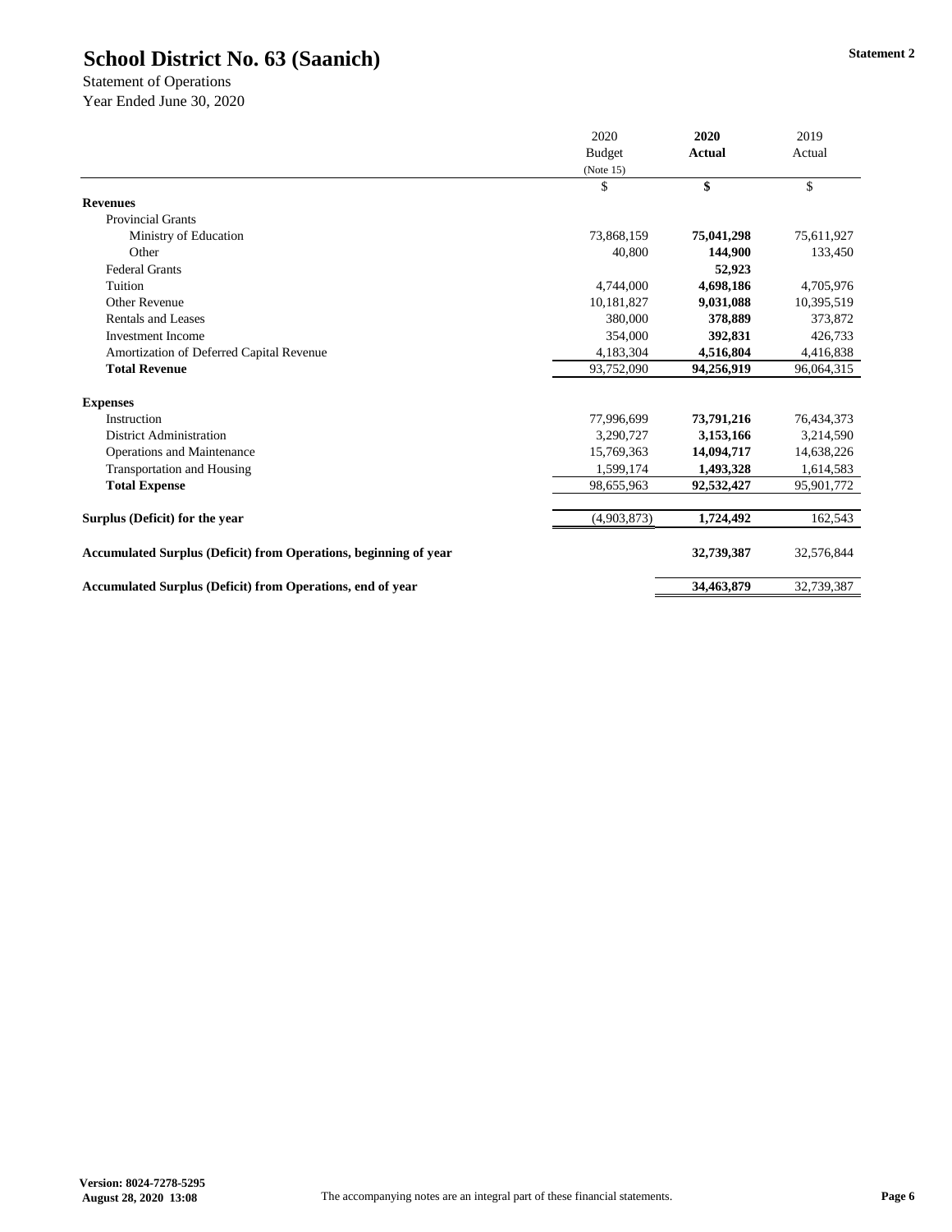# School District No. 63 (Saanich)

Statement 2

Statement of Operations
Year Ended June 30, 2020

| | 2020 Budget (Note 15) | **2020 Actual** | 2019 Actual |
|---|---|---|---|
| | $ | **$** | $ |
| **Revenues** | | | |
| Provincial Grants | | | |
| Ministry of Education | 73,868,159 | **75,041,298** | 75,611,927 |
| Other | 40,800 | **144,900** | 133,450 |
| Federal Grants | | **52,923** | |
| Tuition | 4,744,000 | **4,698,186** | 4,705,976 |
| Other Revenue | 10,181,827 | **9,031,088** | 10,395,519 |
| Rentals and Leases | 380,000 | **378,889** | 373,872 |
| Investment Income | 354,000 | **392,831** | 426,733 |
| Amortization of Deferred Capital Revenue | 4,183,304 | **4,516,804** | 4,416,838 |
| **Total Revenue** | 93,752,090 | **94,256,919** | 96,064,315 |
| **Expenses** | | | |
| Instruction | 77,996,699 | **73,791,216** | 76,434,373 |
| District Administration | 3,290,727 | **3,153,166** | 3,214,590 |
| Operations and Maintenance | 15,769,363 | **14,094,717** | 14,638,226 |
| Transportation and Housing | 1,599,174 | **1,493,328** | 1,614,583 |
| **Total Expense** | 98,655,963 | **92,532,427** | 95,901,772 |
| **Surplus (Deficit) for the year** | (4,903,873) | **1,724,492** | 162,543 |
| **Accumulated Surplus (Deficit) from Operations, beginning of year** | | **32,739,387** | 32,576,844 |
| **Accumulated Surplus (Deficit) from Operations, end of year** | | **34,463,879** | 32,739,387 |

**Version: 8024-7278-5295**
**August 28, 2020 13:08**

The accompanying notes are an integral part of these financial statements.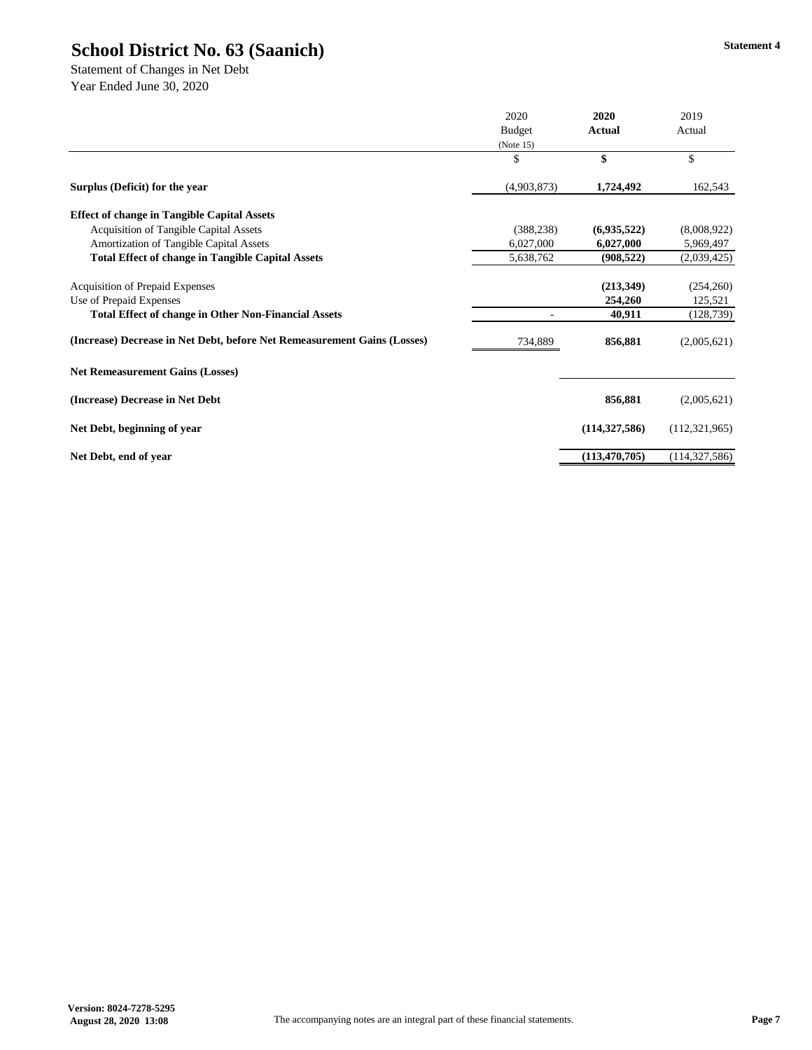# School District No. 63 (Saanich)

**Statement 4**

Statement of Changes in Net Debt
Year Ended June 30, 2020

| | 2020 Budget (Note 15) | **2020 Actual** | 2019 Actual |
|---|---|---|---|
| | $ | **$** | $ |
| **Surplus (Deficit) for the year** | (4,903,873) | **1,724,492** | 162,543 |
| **Effect of change in Tangible Capital Assets** | | | |
| Acquisition of Tangible Capital Assets | (388,238) | **(6,935,522)** | (8,008,922) |
| Amortization of Tangible Capital Assets | 6,027,000 | **6,027,000** | 5,969,497 |
| **Total Effect of change in Tangible Capital Assets** | 5,638,762 | **(908,522)** | (2,039,425) |
| Acquisition of Prepaid Expenses | | **(213,349)** | (254,260) |
| Use of Prepaid Expenses | | **254,260** | 125,521 |
| **Total Effect of change in Other Non-Financial Assets** | - | **40,911** | (128,739) |
| **(Increase) Decrease in Net Debt, before Net Remeasurement Gains (Losses)** | 734,889 | **856,881** | (2,005,621) |
| **Net Remeasurement Gains (Losses)** | | | |
| **(Increase) Decrease in Net Debt** | | **856,881** | (2,005,621) |
| **Net Debt, beginning of year** | | **(114,327,586)** | (112,321,965) |
| **Net Debt, end of year** | | **(113,470,705)** | (114,327,586) |

Version: 8024-7278-5295
August 28, 2020 13:08

The accompanying notes are an integral part of these financial statements.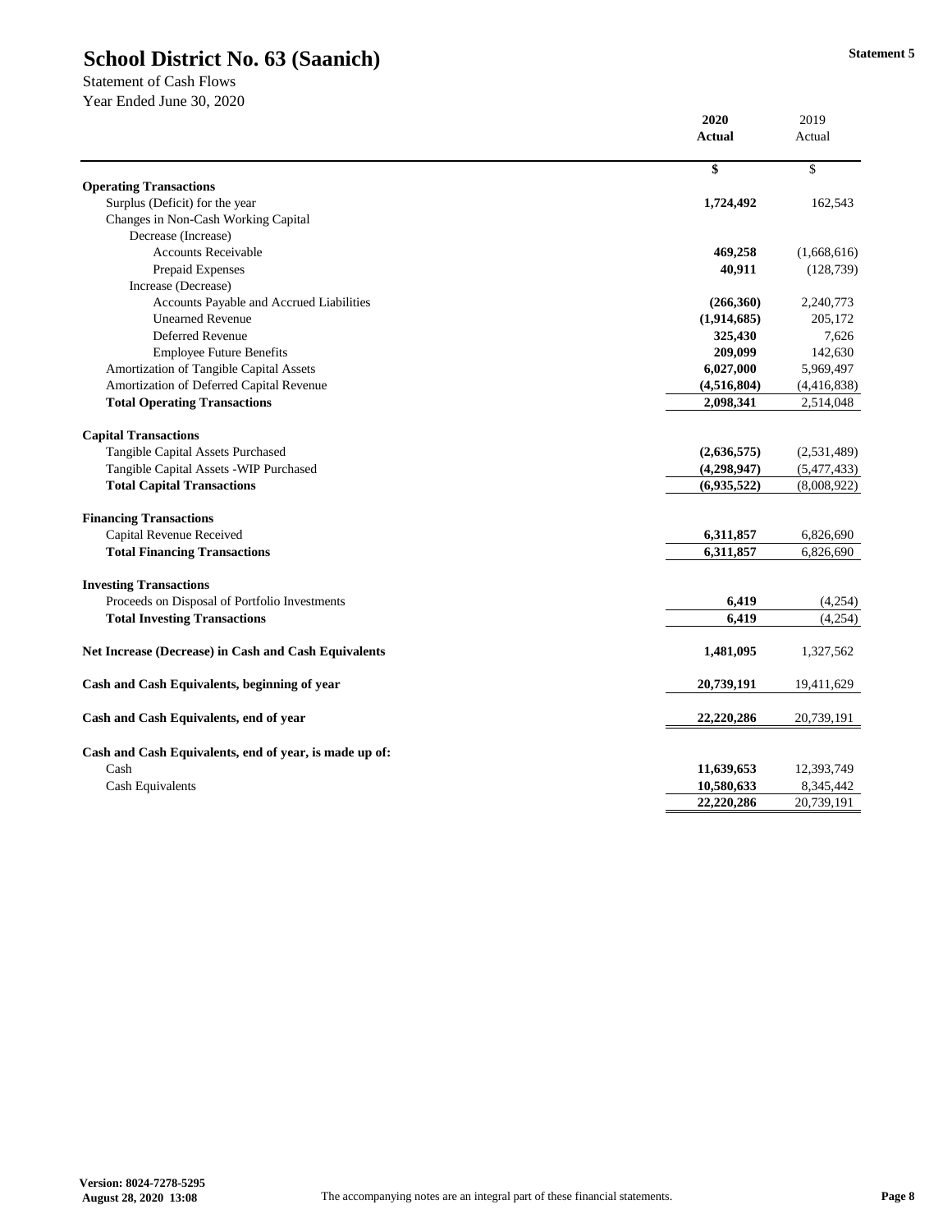# School District No. 63 (Saanich)

Statement 5

Statement of Cash Flows
Year Ended June 30, 2020

| | **2020 Actual** | 2019 Actual |
|---|---|---|
| | **$** | $ |
| **Operating Transactions** | | |
| Surplus (Deficit) for the year | **1,724,492** | 162,543 |
| Changes in Non-Cash Working Capital | | |
| Decrease (Increase) | | |
| Accounts Receivable | **469,258** | (1,668,616) |
| Prepaid Expenses | **40,911** | (128,739) |
| Increase (Decrease) | | |
| Accounts Payable and Accrued Liabilities | **(266,360)** | 2,240,773 |
| Unearned Revenue | **(1,914,685)** | 205,172 |
| Deferred Revenue | **325,430** | 7,626 |
| Employee Future Benefits | **209,099** | 142,630 |
| Amortization of Tangible Capital Assets | **6,027,000** | 5,969,497 |
| Amortization of Deferred Capital Revenue | **(4,516,804)** | (4,416,838) |
| **Total Operating Transactions** | **2,098,341** | 2,514,048 |
| **Capital Transactions** | | |
| Tangible Capital Assets Purchased | **(2,636,575)** | (2,531,489) |
| Tangible Capital Assets -WIP Purchased | **(4,298,947)** | (5,477,433) |
| **Total Capital Transactions** | **(6,935,522)** | (8,008,922) |
| **Financing Transactions** | | |
| Capital Revenue Received | **6,311,857** | 6,826,690 |
| **Total Financing Transactions** | **6,311,857** | 6,826,690 |
| **Investing Transactions** | | |
| Proceeds on Disposal of Portfolio Investments | **6,419** | (4,254) |
| **Total Investing Transactions** | **6,419** | (4,254) |
| **Net Increase (Decrease) in Cash and Cash Equivalents** | **1,481,095** | 1,327,562 |
| **Cash and Cash Equivalents, beginning of year** | **20,739,191** | 19,411,629 |
| **Cash and Cash Equivalents, end of year** | **22,220,286** | 20,739,191 |
| **Cash and Cash Equivalents, end of year, is made up of:** | | |
| Cash | **11,639,653** | 12,393,749 |
| Cash Equivalents | **10,580,633** | 8,345,442 |
| | **22,220,286** | 20,739,191 |

Version: 8024-7278-5295
August 28, 2020 13:08

The accompanying notes are an integral part of these financial statements.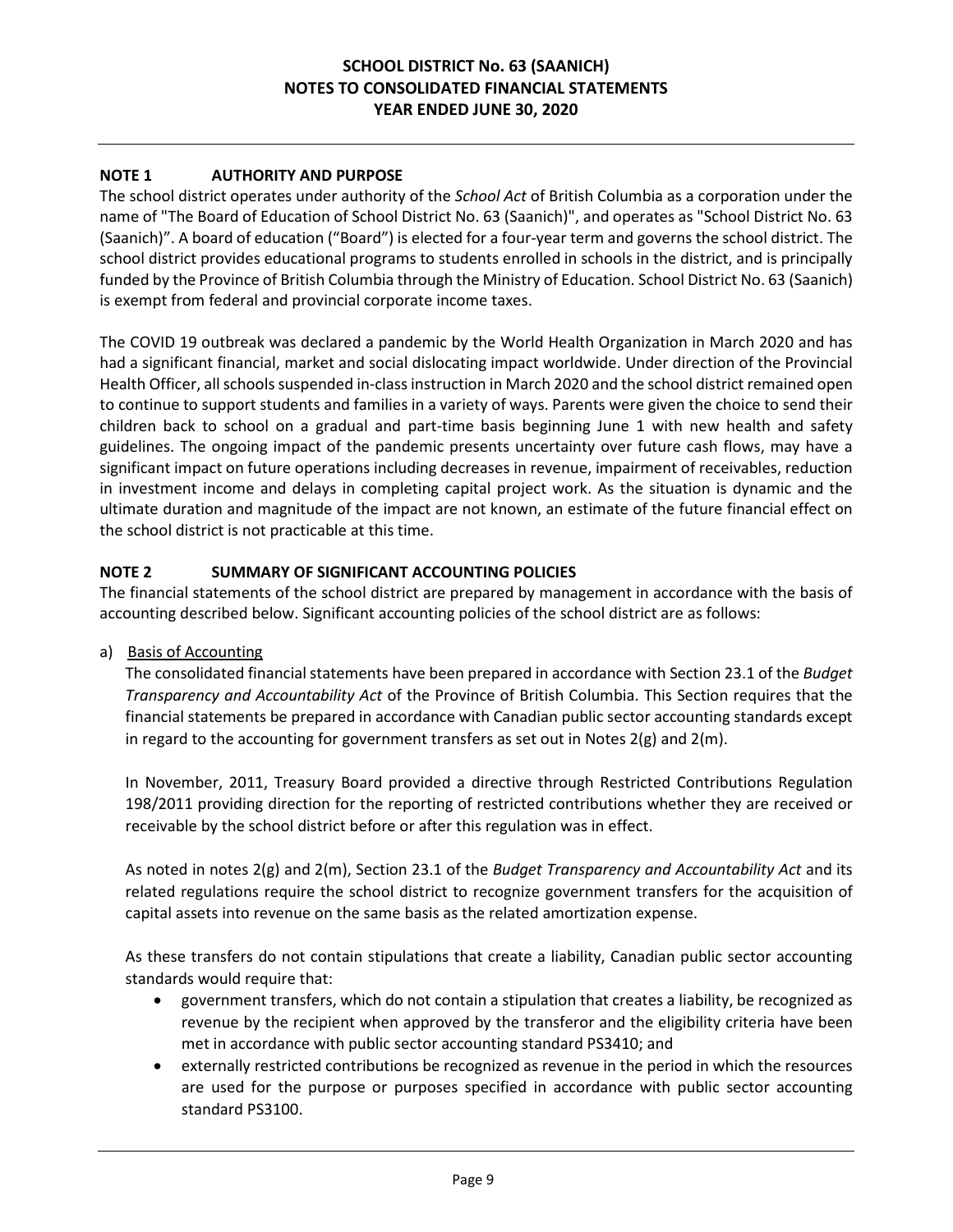# SCHOOL DISTRICT No. 63 (SAANICH)
## NOTES TO CONSOLIDATED FINANCIAL STATEMENTS
## YEAR ENDED JUNE 30, 2020

### NOTE 1 AUTHORITY AND PURPOSE

The school district operates under authority of the *School Act* of British Columbia as a corporation under the name of "The Board of Education of School District No. 63 (Saanich)", and operates as "School District No. 63 (Saanich)". A board of education ("Board") is elected for a four-year term and governs the school district. The school district provides educational programs to students enrolled in schools in the district, and is principally funded by the Province of British Columbia through the Ministry of Education. School District No. 63 (Saanich) is exempt from federal and provincial corporate income taxes.

The COVID 19 outbreak was declared a pandemic by the World Health Organization in March 2020 and has had a significant financial, market and social dislocating impact worldwide. Under direction of the Provincial Health Officer, all schools suspended in-class instruction in March 2020 and the school district remained open to continue to support students and families in a variety of ways. Parents were given the choice to send their children back to school on a gradual and part-time basis beginning June 1 with new health and safety guidelines. The ongoing impact of the pandemic presents uncertainty over future cash flows, may have a significant impact on future operations including decreases in revenue, impairment of receivables, reduction in investment income and delays in completing capital project work. As the situation is dynamic and the ultimate duration and magnitude of the impact are not known, an estimate of the future financial effect on the school district is not practicable at this time.

### NOTE 2 SUMMARY OF SIGNIFICANT ACCOUNTING POLICIES

The financial statements of the school district are prepared by management in accordance with the basis of accounting described below. Significant accounting policies of the school district are as follows:

a) Basis of Accounting

The consolidated financial statements have been prepared in accordance with Section 23.1 of the *Budget Transparency and Accountability Act* of the Province of British Columbia. This Section requires that the financial statements be prepared in accordance with Canadian public sector accounting standards except in regard to the accounting for government transfers as set out in Notes 2(g) and 2(m).

In November, 2011, Treasury Board provided a directive through Restricted Contributions Regulation 198/2011 providing direction for the reporting of restricted contributions whether they are received or receivable by the school district before or after this regulation was in effect.

As noted in notes 2(g) and 2(m), Section 23.1 of the *Budget Transparency and Accountability Act* and its related regulations require the school district to recognize government transfers for the acquisition of capital assets into revenue on the same basis as the related amortization expense.

As these transfers do not contain stipulations that create a liability, Canadian public sector accounting standards would require that:

- government transfers, which do not contain a stipulation that creates a liability, be recognized as revenue by the recipient when approved by the transferor and the eligibility criteria have been met in accordance with public sector accounting standard PS3410; and
- externally restricted contributions be recognized as revenue in the period in which the resources are used for the purpose or purposes specified in accordance with public sector accounting standard PS3100.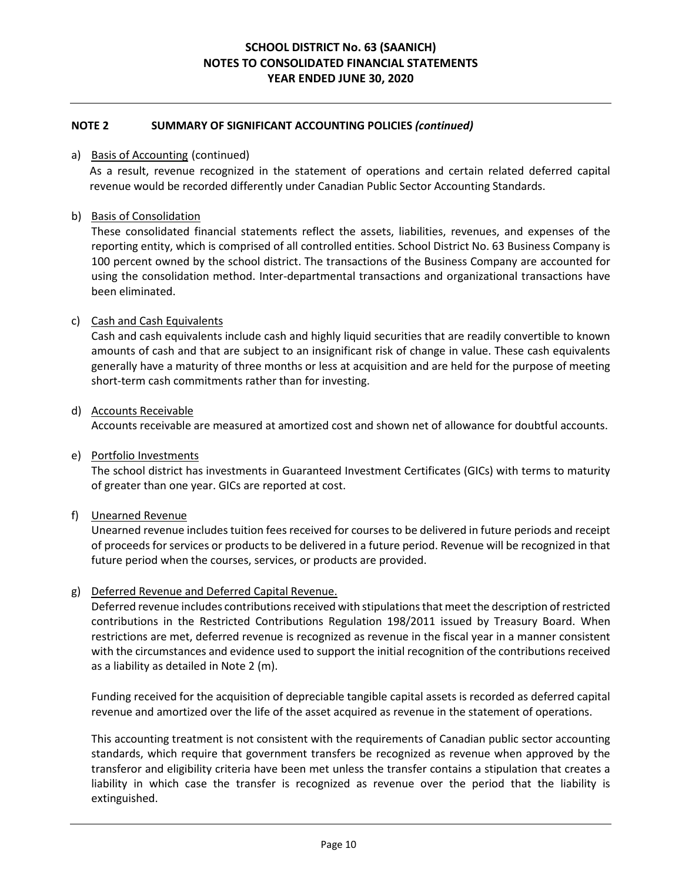## NOTE 2 SUMMARY OF SIGNIFICANT ACCOUNTING POLICIES *(continued)*

a) Basis of Accounting (continued)

As a result, revenue recognized in the statement of operations and certain related deferred capital revenue would be recorded differently under Canadian Public Sector Accounting Standards.

b) Basis of Consolidation

These consolidated financial statements reflect the assets, liabilities, revenues, and expenses of the reporting entity, which is comprised of all controlled entities. School District No. 63 Business Company is 100 percent owned by the school district. The transactions of the Business Company are accounted for using the consolidation method. Inter-departmental transactions and organizational transactions have been eliminated.

c) Cash and Cash Equivalents

Cash and cash equivalents include cash and highly liquid securities that are readily convertible to known amounts of cash and that are subject to an insignificant risk of change in value. These cash equivalents generally have a maturity of three months or less at acquisition and are held for the purpose of meeting short-term cash commitments rather than for investing.

d) Accounts Receivable

Accounts receivable are measured at amortized cost and shown net of allowance for doubtful accounts.

e) Portfolio Investments

The school district has investments in Guaranteed Investment Certificates (GICs) with terms to maturity of greater than one year. GICs are reported at cost.

f) Unearned Revenue

Unearned revenue includes tuition fees received for courses to be delivered in future periods and receipt of proceeds for services or products to be delivered in a future period. Revenue will be recognized in that future period when the courses, services, or products are provided.

g) Deferred Revenue and Deferred Capital Revenue.

Deferred revenue includes contributions received with stipulations that meet the description of restricted contributions in the Restricted Contributions Regulation 198/2011 issued by Treasury Board. When restrictions are met, deferred revenue is recognized as revenue in the fiscal year in a manner consistent with the circumstances and evidence used to support the initial recognition of the contributions received as a liability as detailed in Note 2 (m).

Funding received for the acquisition of depreciable tangible capital assets is recorded as deferred capital revenue and amortized over the life of the asset acquired as revenue in the statement of operations.

This accounting treatment is not consistent with the requirements of Canadian public sector accounting standards, which require that government transfers be recognized as revenue when approved by the transferor and eligibility criteria have been met unless the transfer contains a stipulation that creates a liability in which case the transfer is recognized as revenue over the period that the liability is extinguished.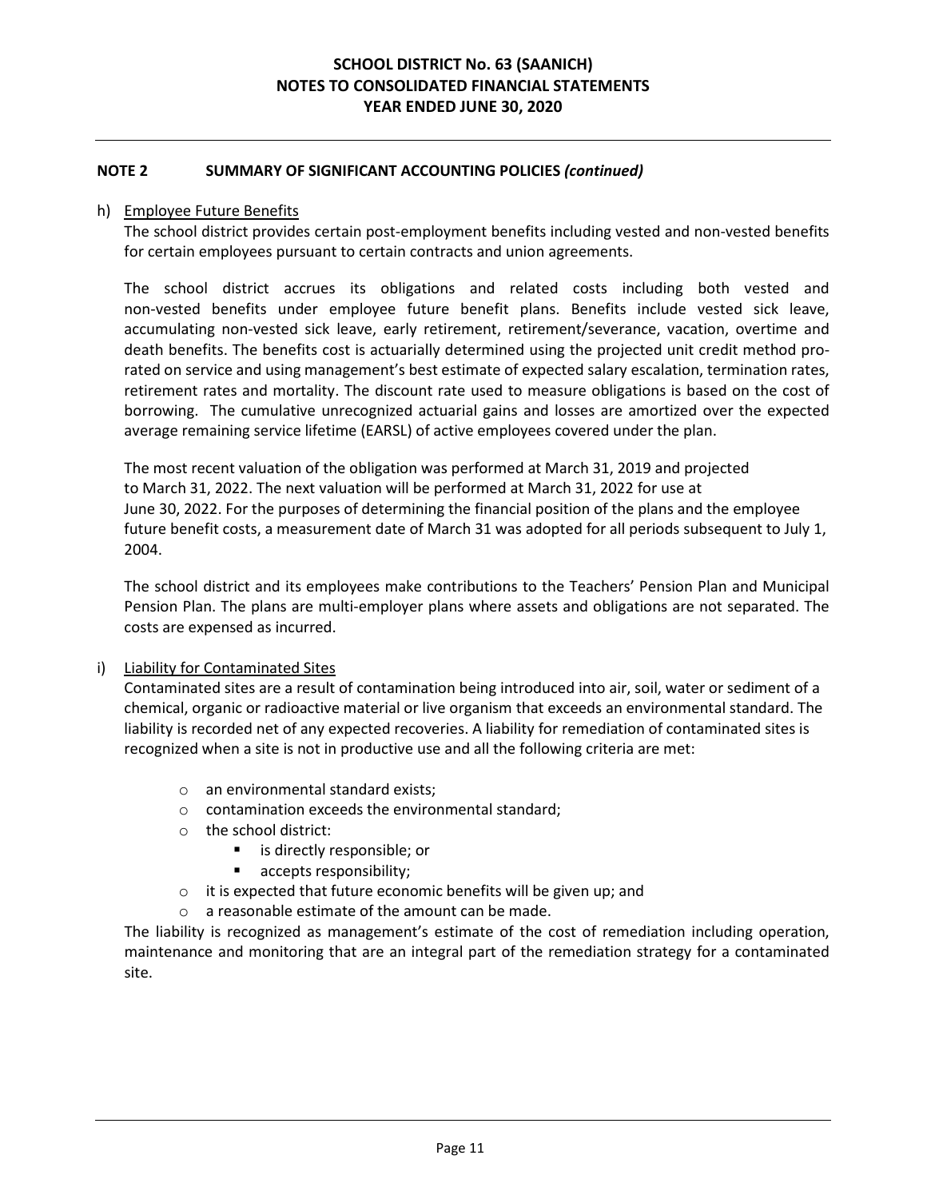## NOTE 2 SUMMARY OF SIGNIFICANT ACCOUNTING POLICIES *(continued)*

h) Employee Future Benefits

The school district provides certain post-employment benefits including vested and non-vested benefits for certain employees pursuant to certain contracts and union agreements.

The school district accrues its obligations and related costs including both vested and non-vested benefits under employee future benefit plans. Benefits include vested sick leave, accumulating non-vested sick leave, early retirement, retirement/severance, vacation, overtime and death benefits. The benefits cost is actuarially determined using the projected unit credit method pro-rated on service and using management's best estimate of expected salary escalation, termination rates, retirement rates and mortality. The discount rate used to measure obligations is based on the cost of borrowing. The cumulative unrecognized actuarial gains and losses are amortized over the expected average remaining service lifetime (EARSL) of active employees covered under the plan.

The most recent valuation of the obligation was performed at March 31, 2019 and projected to March 31, 2022. The next valuation will be performed at March 31, 2022 for use at June 30, 2022. For the purposes of determining the financial position of the plans and the employee future benefit costs, a measurement date of March 31 was adopted for all periods subsequent to July 1, 2004.

The school district and its employees make contributions to the Teachers' Pension Plan and Municipal Pension Plan. The plans are multi-employer plans where assets and obligations are not separated. The costs are expensed as incurred.

i) Liability for Contaminated Sites

Contaminated sites are a result of contamination being introduced into air, soil, water or sediment of a chemical, organic or radioactive material or live organism that exceeds an environmental standard. The liability is recorded net of any expected recoveries. A liability for remediation of contaminated sites is recognized when a site is not in productive use and all the following criteria are met:

- an environmental standard exists;
- contamination exceeds the environmental standard;
- the school district:
  - is directly responsible; or
  - accepts responsibility;
- it is expected that future economic benefits will be given up; and
- a reasonable estimate of the amount can be made.

The liability is recognized as management's estimate of the cost of remediation including operation, maintenance and monitoring that are an integral part of the remediation strategy for a contaminated site.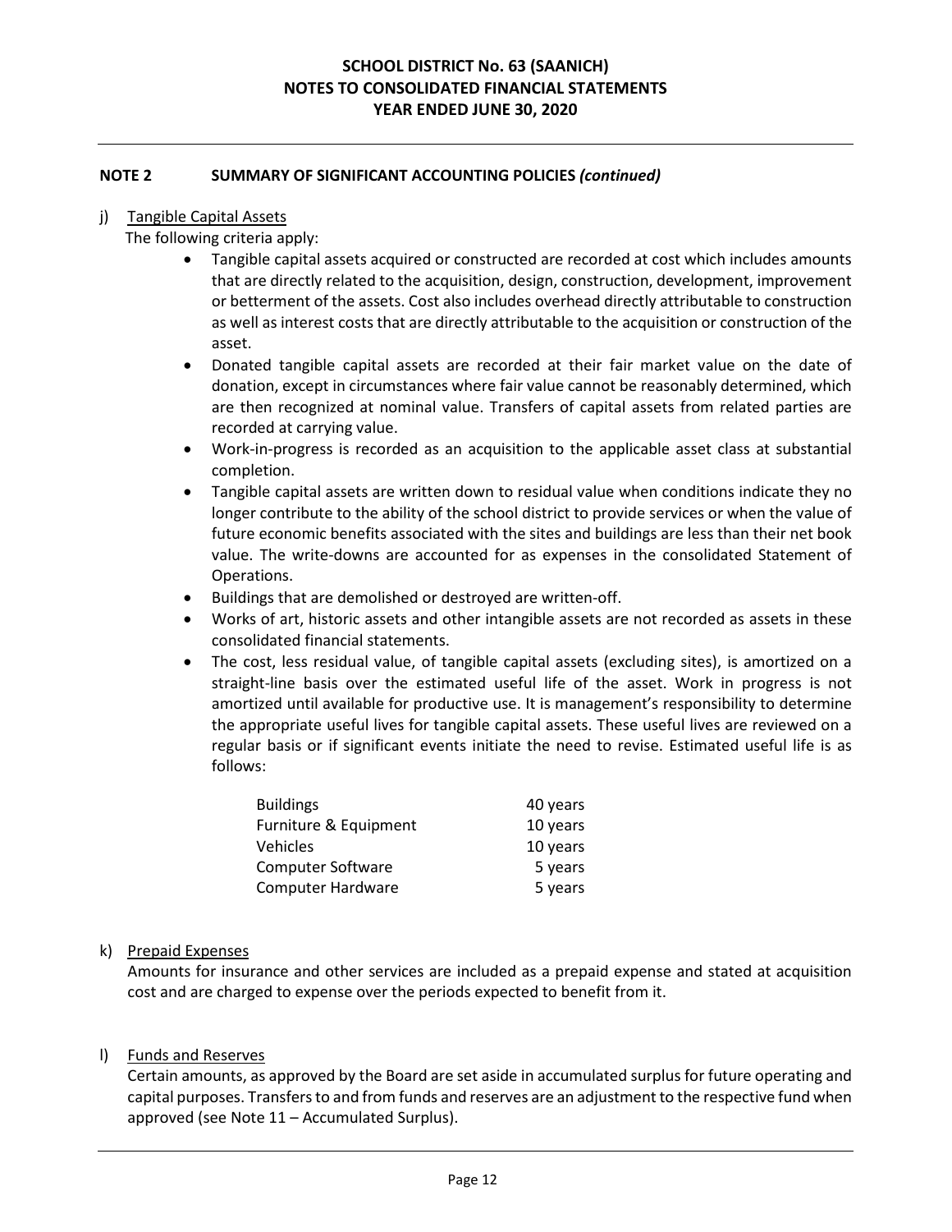## NOTE 2 SUMMARY OF SIGNIFICANT ACCOUNTING POLICIES *(continued)*

j) Tangible Capital Assets

The following criteria apply:

- Tangible capital assets acquired or constructed are recorded at cost which includes amounts that are directly related to the acquisition, design, construction, development, improvement or betterment of the assets. Cost also includes overhead directly attributable to construction as well as interest costs that are directly attributable to the acquisition or construction of the asset.
- Donated tangible capital assets are recorded at their fair market value on the date of donation, except in circumstances where fair value cannot be reasonably determined, which are then recognized at nominal value. Transfers of capital assets from related parties are recorded at carrying value.
- Work-in-progress is recorded as an acquisition to the applicable asset class at substantial completion.
- Tangible capital assets are written down to residual value when conditions indicate they no longer contribute to the ability of the school district to provide services or when the value of future economic benefits associated with the sites and buildings are less than their net book value. The write-downs are accounted for as expenses in the consolidated Statement of Operations.
- Buildings that are demolished or destroyed are written-off.
- Works of art, historic assets and other intangible assets are not recorded as assets in these consolidated financial statements.
- The cost, less residual value, of tangible capital assets (excluding sites), is amortized on a straight-line basis over the estimated useful life of the asset. Work in progress is not amortized until available for productive use. It is management's responsibility to determine the appropriate useful lives for tangible capital assets. These useful lives are reviewed on a regular basis or if significant events initiate the need to revise. Estimated useful life is as follows:

| | |
|---|---|
| Buildings | 40 years |
| Furniture & Equipment | 10 years |
| Vehicles | 10 years |
| Computer Software | 5 years |
| Computer Hardware | 5 years |

k) Prepaid Expenses

Amounts for insurance and other services are included as a prepaid expense and stated at acquisition cost and are charged to expense over the periods expected to benefit from it.

l) Funds and Reserves

Certain amounts, as approved by the Board are set aside in accumulated surplus for future operating and capital purposes. Transfers to and from funds and reserves are an adjustment to the respective fund when approved (see Note 11 – Accumulated Surplus).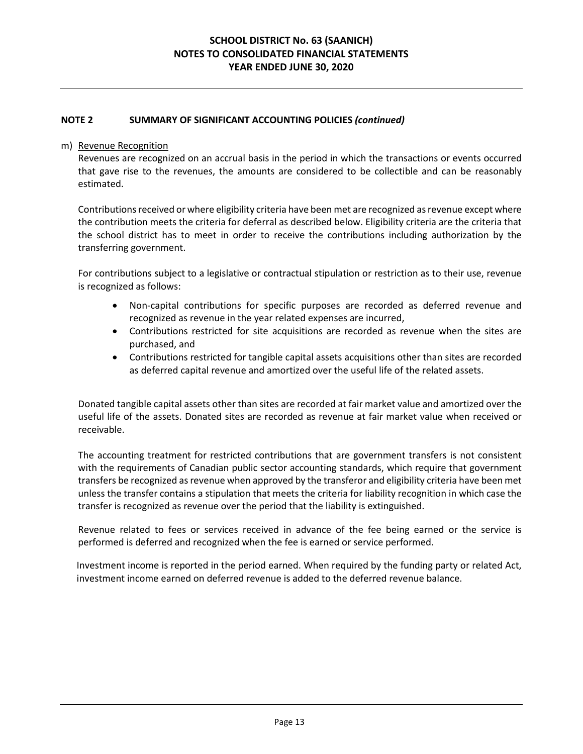## NOTE 2 SUMMARY OF SIGNIFICANT ACCOUNTING POLICIES *(continued)*

m) Revenue Recognition

Revenues are recognized on an accrual basis in the period in which the transactions or events occurred that gave rise to the revenues, the amounts are considered to be collectible and can be reasonably estimated.

Contributions received or where eligibility criteria have been met are recognized as revenue except where the contribution meets the criteria for deferral as described below. Eligibility criteria are the criteria that the school district has to meet in order to receive the contributions including authorization by the transferring government.

For contributions subject to a legislative or contractual stipulation or restriction as to their use, revenue is recognized as follows:

- Non-capital contributions for specific purposes are recorded as deferred revenue and recognized as revenue in the year related expenses are incurred,
- Contributions restricted for site acquisitions are recorded as revenue when the sites are purchased, and
- Contributions restricted for tangible capital assets acquisitions other than sites are recorded as deferred capital revenue and amortized over the useful life of the related assets.

Donated tangible capital assets other than sites are recorded at fair market value and amortized over the useful life of the assets. Donated sites are recorded as revenue at fair market value when received or receivable.

The accounting treatment for restricted contributions that are government transfers is not consistent with the requirements of Canadian public sector accounting standards, which require that government transfers be recognized as revenue when approved by the transferor and eligibility criteria have been met unless the transfer contains a stipulation that meets the criteria for liability recognition in which case the transfer is recognized as revenue over the period that the liability is extinguished.

Revenue related to fees or services received in advance of the fee being earned or the service is performed is deferred and recognized when the fee is earned or service performed.

Investment income is reported in the period earned. When required by the funding party or related Act, investment income earned on deferred revenue is added to the deferred revenue balance.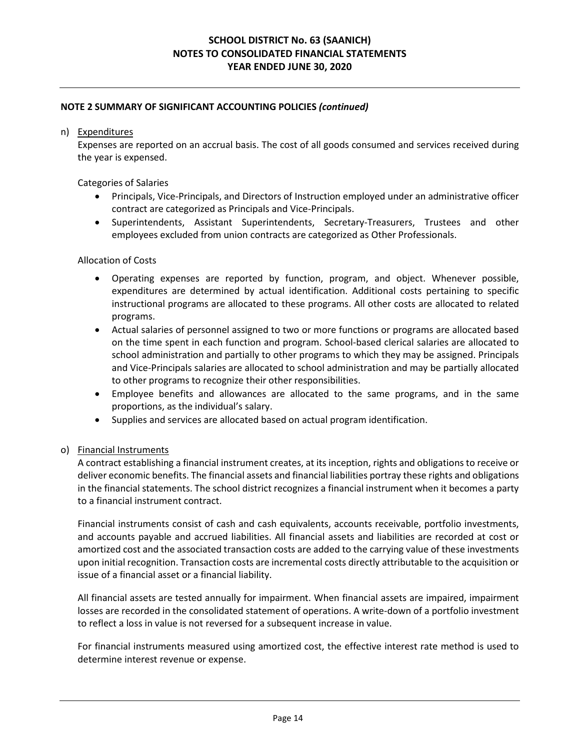## NOTE 2 SUMMARY OF SIGNIFICANT ACCOUNTING POLICIES *(continued)*

n) Expenditures

Expenses are reported on an accrual basis. The cost of all goods consumed and services received during the year is expensed.

Categories of Salaries

- Principals, Vice-Principals, and Directors of Instruction employed under an administrative officer contract are categorized as Principals and Vice-Principals.
- Superintendents, Assistant Superintendents, Secretary-Treasurers, Trustees and other employees excluded from union contracts are categorized as Other Professionals.

Allocation of Costs

- Operating expenses are reported by function, program, and object. Whenever possible, expenditures are determined by actual identification. Additional costs pertaining to specific instructional programs are allocated to these programs. All other costs are allocated to related programs.
- Actual salaries of personnel assigned to two or more functions or programs are allocated based on the time spent in each function and program. School-based clerical salaries are allocated to school administration and partially to other programs to which they may be assigned. Principals and Vice-Principals salaries are allocated to school administration and may be partially allocated to other programs to recognize their other responsibilities.
- Employee benefits and allowances are allocated to the same programs, and in the same proportions, as the individual's salary.
- Supplies and services are allocated based on actual program identification.

o) Financial Instruments

A contract establishing a financial instrument creates, at its inception, rights and obligations to receive or deliver economic benefits. The financial assets and financial liabilities portray these rights and obligations in the financial statements. The school district recognizes a financial instrument when it becomes a party to a financial instrument contract.

Financial instruments consist of cash and cash equivalents, accounts receivable, portfolio investments, and accounts payable and accrued liabilities. All financial assets and liabilities are recorded at cost or amortized cost and the associated transaction costs are added to the carrying value of these investments upon initial recognition. Transaction costs are incremental costs directly attributable to the acquisition or issue of a financial asset or a financial liability.

All financial assets are tested annually for impairment. When financial assets are impaired, impairment losses are recorded in the consolidated statement of operations. A write-down of a portfolio investment to reflect a loss in value is not reversed for a subsequent increase in value.

For financial instruments measured using amortized cost, the effective interest rate method is used to determine interest revenue or expense.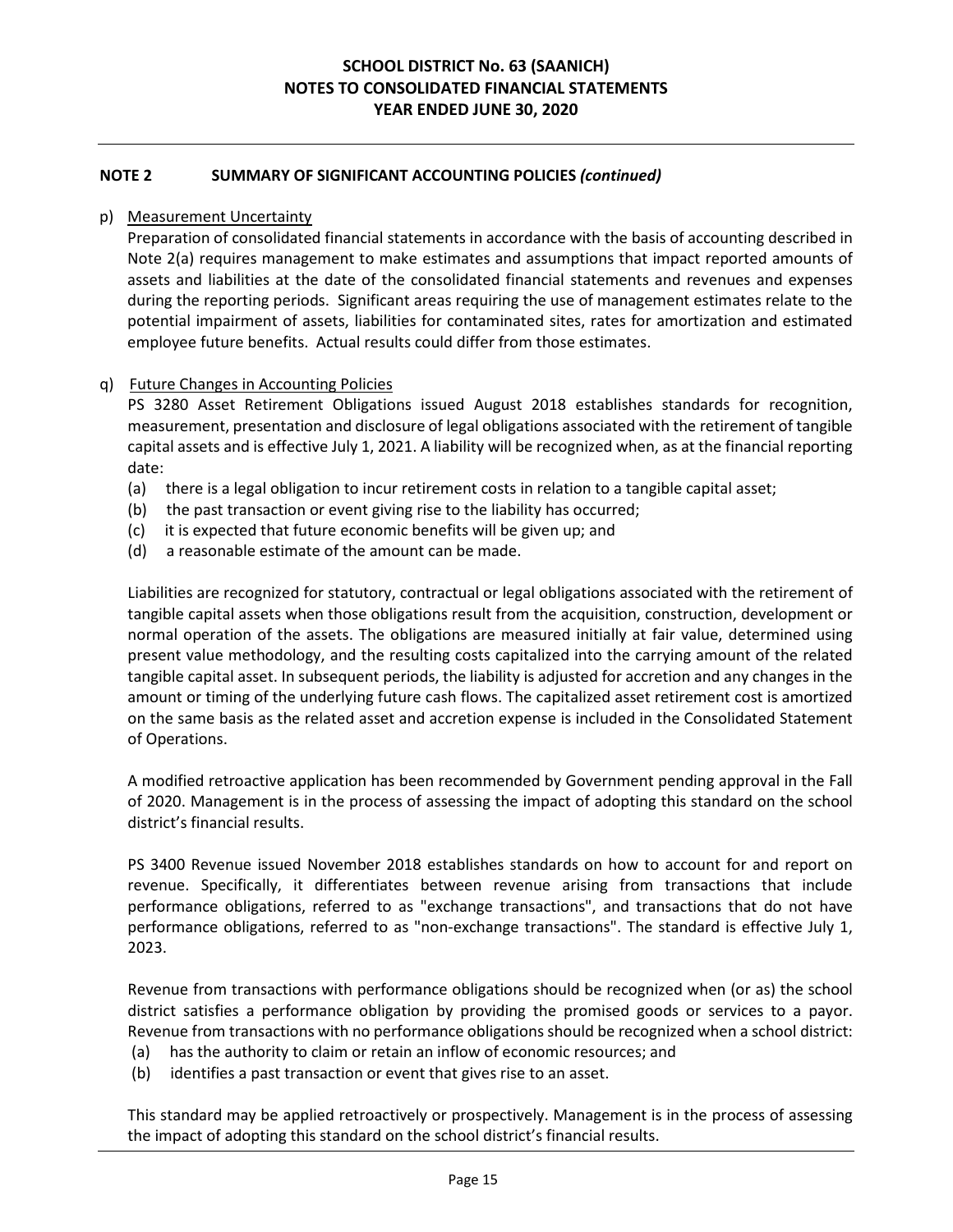## NOTE 2 SUMMARY OF SIGNIFICANT ACCOUNTING POLICIES *(continued)*

p) Measurement Uncertainty

Preparation of consolidated financial statements in accordance with the basis of accounting described in Note 2(a) requires management to make estimates and assumptions that impact reported amounts of assets and liabilities at the date of the consolidated financial statements and revenues and expenses during the reporting periods. Significant areas requiring the use of management estimates relate to the potential impairment of assets, liabilities for contaminated sites, rates for amortization and estimated employee future benefits. Actual results could differ from those estimates.

q) Future Changes in Accounting Policies

PS 3280 Asset Retirement Obligations issued August 2018 establishes standards for recognition, measurement, presentation and disclosure of legal obligations associated with the retirement of tangible capital assets and is effective July 1, 2021. A liability will be recognized when, as at the financial reporting date:

(a) there is a legal obligation to incur retirement costs in relation to a tangible capital asset;
(b) the past transaction or event giving rise to the liability has occurred;
(c) it is expected that future economic benefits will be given up; and
(d) a reasonable estimate of the amount can be made.

Liabilities are recognized for statutory, contractual or legal obligations associated with the retirement of tangible capital assets when those obligations result from the acquisition, construction, development or normal operation of the assets. The obligations are measured initially at fair value, determined using present value methodology, and the resulting costs capitalized into the carrying amount of the related tangible capital asset. In subsequent periods, the liability is adjusted for accretion and any changes in the amount or timing of the underlying future cash flows. The capitalized asset retirement cost is amortized on the same basis as the related asset and accretion expense is included in the Consolidated Statement of Operations.

A modified retroactive application has been recommended by Government pending approval in the Fall of 2020. Management is in the process of assessing the impact of adopting this standard on the school district's financial results.

PS 3400 Revenue issued November 2018 establishes standards on how to account for and report on revenue. Specifically, it differentiates between revenue arising from transactions that include performance obligations, referred to as "exchange transactions", and transactions that do not have performance obligations, referred to as "non-exchange transactions". The standard is effective July 1, 2023.

Revenue from transactions with performance obligations should be recognized when (or as) the school district satisfies a performance obligation by providing the promised goods or services to a payor. Revenue from transactions with no performance obligations should be recognized when a school district:

(a) has the authority to claim or retain an inflow of economic resources; and
(b) identifies a past transaction or event that gives rise to an asset.

This standard may be applied retroactively or prospectively. Management is in the process of assessing the impact of adopting this standard on the school district's financial results.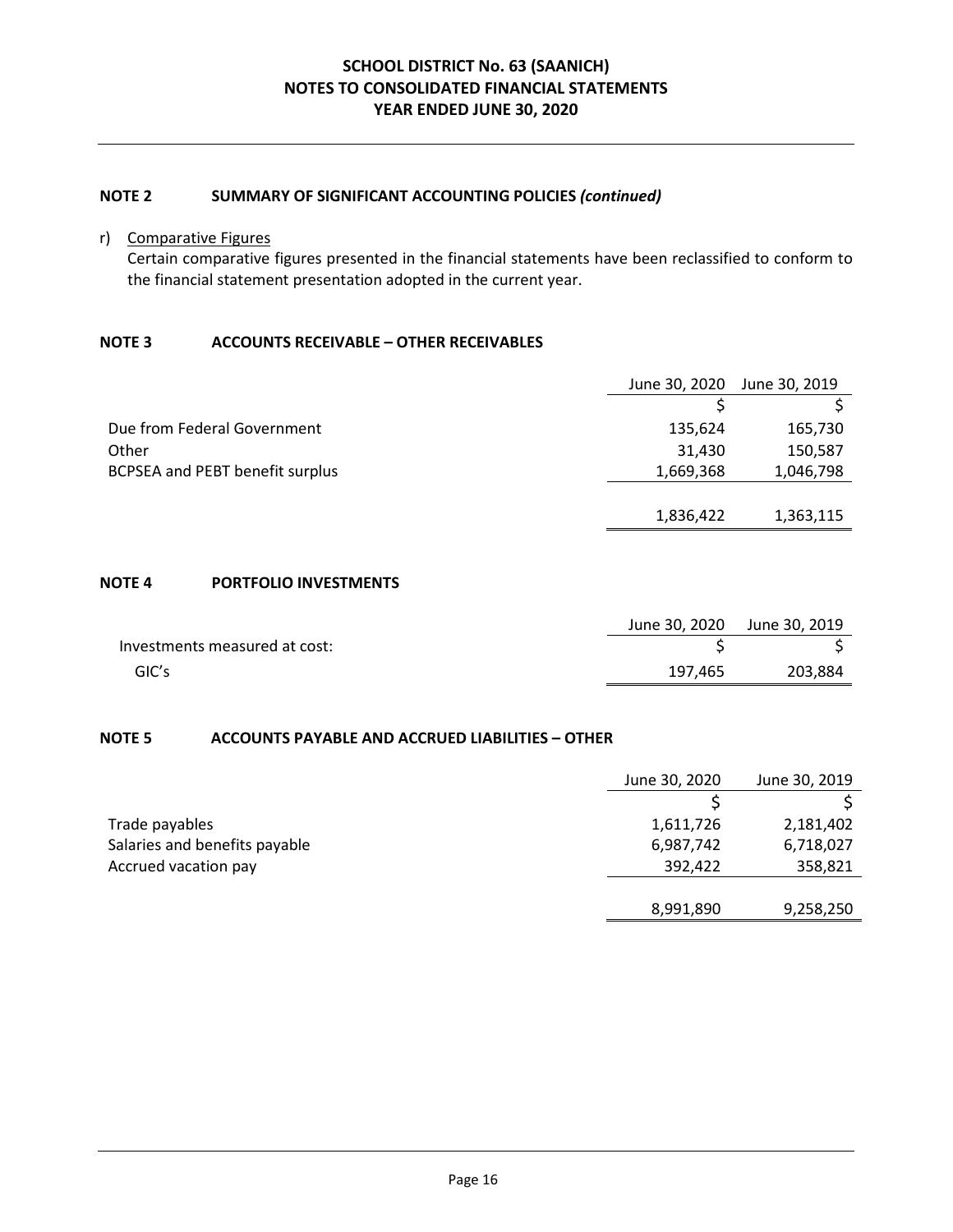### NOTE 2 SUMMARY OF SIGNIFICANT ACCOUNTING POLICIES *(continued)*

r) Comparative Figures

Certain comparative figures presented in the financial statements have been reclassified to conform to the financial statement presentation adopted in the current year.

### NOTE 3 ACCOUNTS RECEIVABLE – OTHER RECEIVABLES

| | June 30, 2020 | June 30, 2019 |
|---|---|---|
| | $ | $ |
| Due from Federal Government | 135,624 | 165,730 |
| Other | 31,430 | 150,587 |
| BCPSEA and PEBT benefit surplus | 1,669,368 | 1,046,798 |
| | 1,836,422 | 1,363,115 |

### NOTE 4 PORTFOLIO INVESTMENTS

| | June 30, 2020 | June 30, 2019 |
|---|---|---|
| Investments measured at cost: | $ | $ |
| GIC's | 197,465 | 203,884 |

### NOTE 5 ACCOUNTS PAYABLE AND ACCRUED LIABILITIES – OTHER

| | June 30, 2020 | June 30, 2019 |
|---|---|---|
| | $ | $ |
| Trade payables | 1,611,726 | 2,181,402 |
| Salaries and benefits payable | 6,987,742 | 6,718,027 |
| Accrued vacation pay | 392,422 | 358,821 |
| | 8,991,890 | 9,258,250 |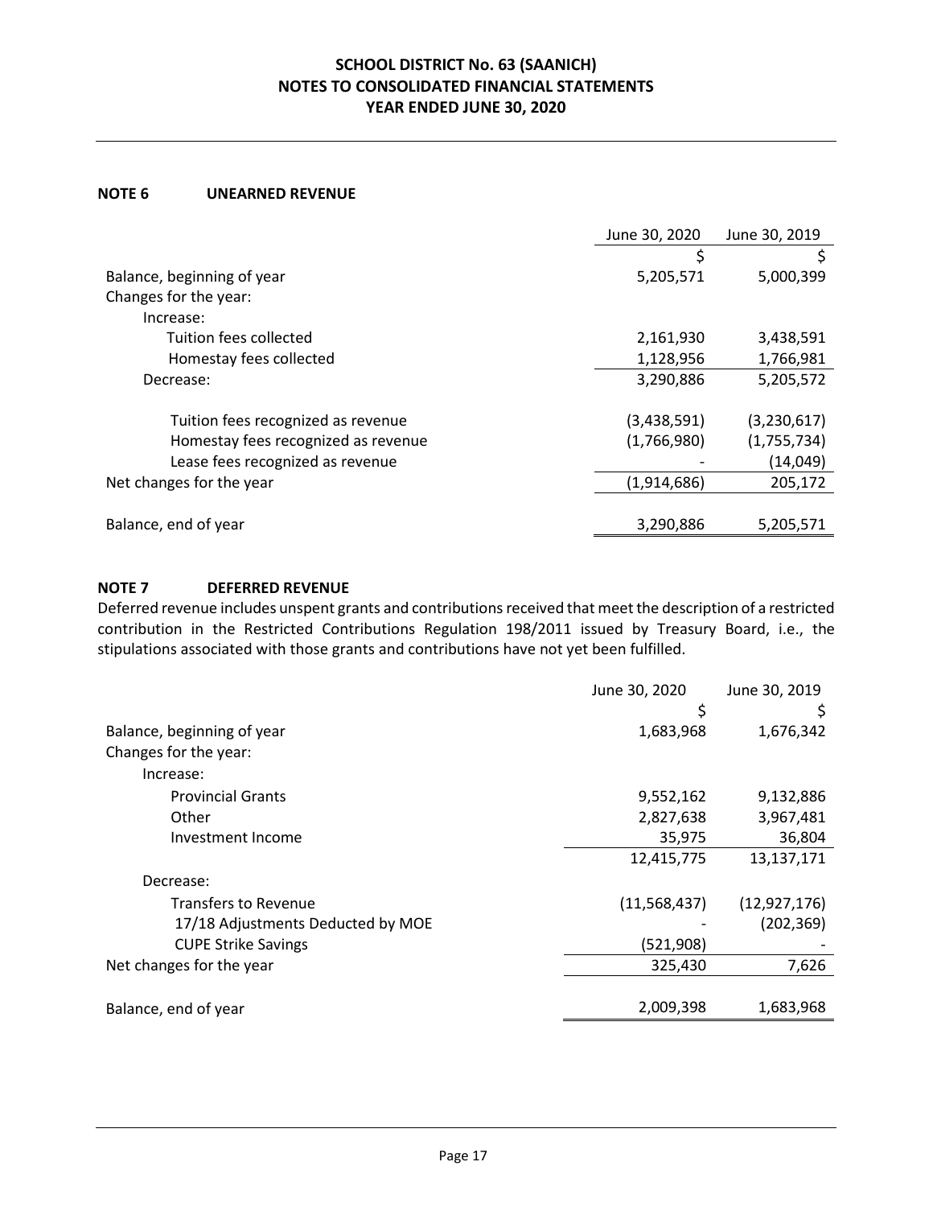#### NOTE 6 UNEARNED REVENUE

| | June 30, 2020 | June 30, 2019 |
|---|---|---|
| | $ | $ |
| Balance, beginning of year | 5,205,571 | 5,000,399 |
| Changes for the year: | | |
| Increase: | | |
| Tuition fees collected | 2,161,930 | 3,438,591 |
| Homestay fees collected | 1,128,956 | 1,766,981 |
| Decrease: | 3,290,886 | 5,205,572 |
| Tuition fees recognized as revenue | (3,438,591) | (3,230,617) |
| Homestay fees recognized as revenue | (1,766,980) | (1,755,734) |
| Lease fees recognized as revenue | - | (14,049) |
| Net changes for the year | (1,914,686) | 205,172 |
| Balance, end of year | 3,290,886 | 5,205,571 |

#### NOTE 7 DEFERRED REVENUE

Deferred revenue includes unspent grants and contributions received that meet the description of a restricted contribution in the Restricted Contributions Regulation 198/2011 issued by Treasury Board, i.e., the stipulations associated with those grants and contributions have not yet been fulfilled.

| | June 30, 2020 | June 30, 2019 |
|---|---|---|
| | $ | $ |
| Balance, beginning of year | 1,683,968 | 1,676,342 |
| Changes for the year: | | |
| Increase: | | |
| Provincial Grants | 9,552,162 | 9,132,886 |
| Other | 2,827,638 | 3,967,481 |
| Investment Income | 35,975 | 36,804 |
| | 12,415,775 | 13,137,171 |
| Decrease: | | |
| Transfers to Revenue | (11,568,437) | (12,927,176) |
| 17/18 Adjustments Deducted by MOE | - | (202,369) |
| CUPE Strike Savings | (521,908) | - |
| Net changes for the year | 325,430 | 7,626 |
| Balance, end of year | 2,009,398 | 1,683,968 |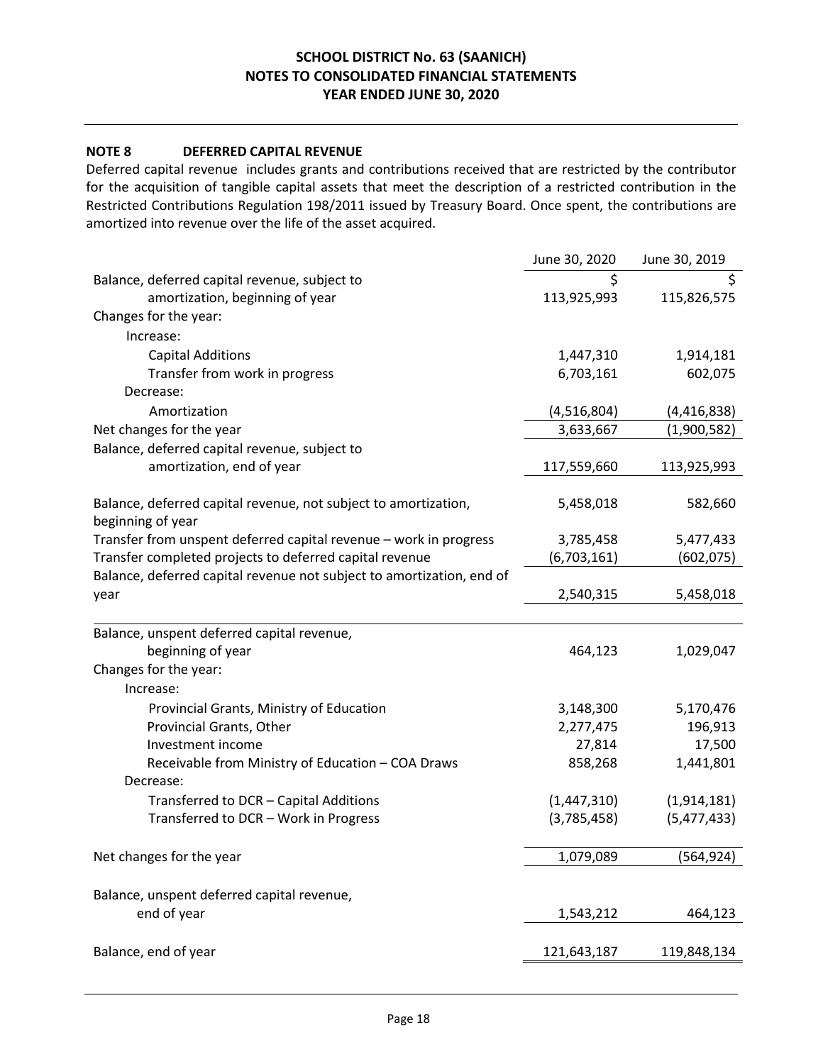**NOTE 8 DEFERRED CAPITAL REVENUE**

Deferred capital revenue includes grants and contributions received that are restricted by the contributor for the acquisition of tangible capital assets that meet the description of a restricted contribution in the Restricted Contributions Regulation 198/2011 issued by Treasury Board. Once spent, the contributions are amortized into revenue over the life of the asset acquired.

| | June 30, 2020 | June 30, 2019 |
|---|---|---|
| | $ | $ |
| Balance, deferred capital revenue, subject to amortization, beginning of year | 113,925,993 | 115,826,575 |
| Changes for the year: | | |
| Increase: | | |
| Capital Additions | 1,447,310 | 1,914,181 |
| Transfer from work in progress | 6,703,161 | 602,075 |
| Decrease: | | |
| Amortization | (4,516,804) | (4,416,838) |
| Net changes for the year | 3,633,667 | (1,900,582) |
| Balance, deferred capital revenue, subject to amortization, end of year | 117,559,660 | 113,925,993 |
| | | |
| Balance, deferred capital revenue, not subject to amortization, beginning of year | 5,458,018 | 582,660 |
| Transfer from unspent deferred capital revenue – work in progress | 3,785,458 | 5,477,433 |
| Transfer completed projects to deferred capital revenue | (6,703,161) | (602,075) |
| Balance, deferred capital revenue not subject to amortization, end of year | 2,540,315 | 5,458,018 |
| | | |
| Balance, unspent deferred capital revenue, beginning of year | 464,123 | 1,029,047 |
| Changes for the year: | | |
| Increase: | | |
| Provincial Grants, Ministry of Education | 3,148,300 | 5,170,476 |
| Provincial Grants, Other | 2,277,475 | 196,913 |
| Investment income | 27,814 | 17,500 |
| Receivable from Ministry of Education – COA Draws | 858,268 | 1,441,801 |
| Decrease: | | |
| Transferred to DCR – Capital Additions | (1,447,310) | (1,914,181) |
| Transferred to DCR – Work in Progress | (3,785,458) | (5,477,433) |
| Net changes for the year | 1,079,089 | (564,924) |
| Balance, unspent deferred capital revenue, end of year | 1,543,212 | 464,123 |
| Balance, end of year | 121,643,187 | 119,848,134 |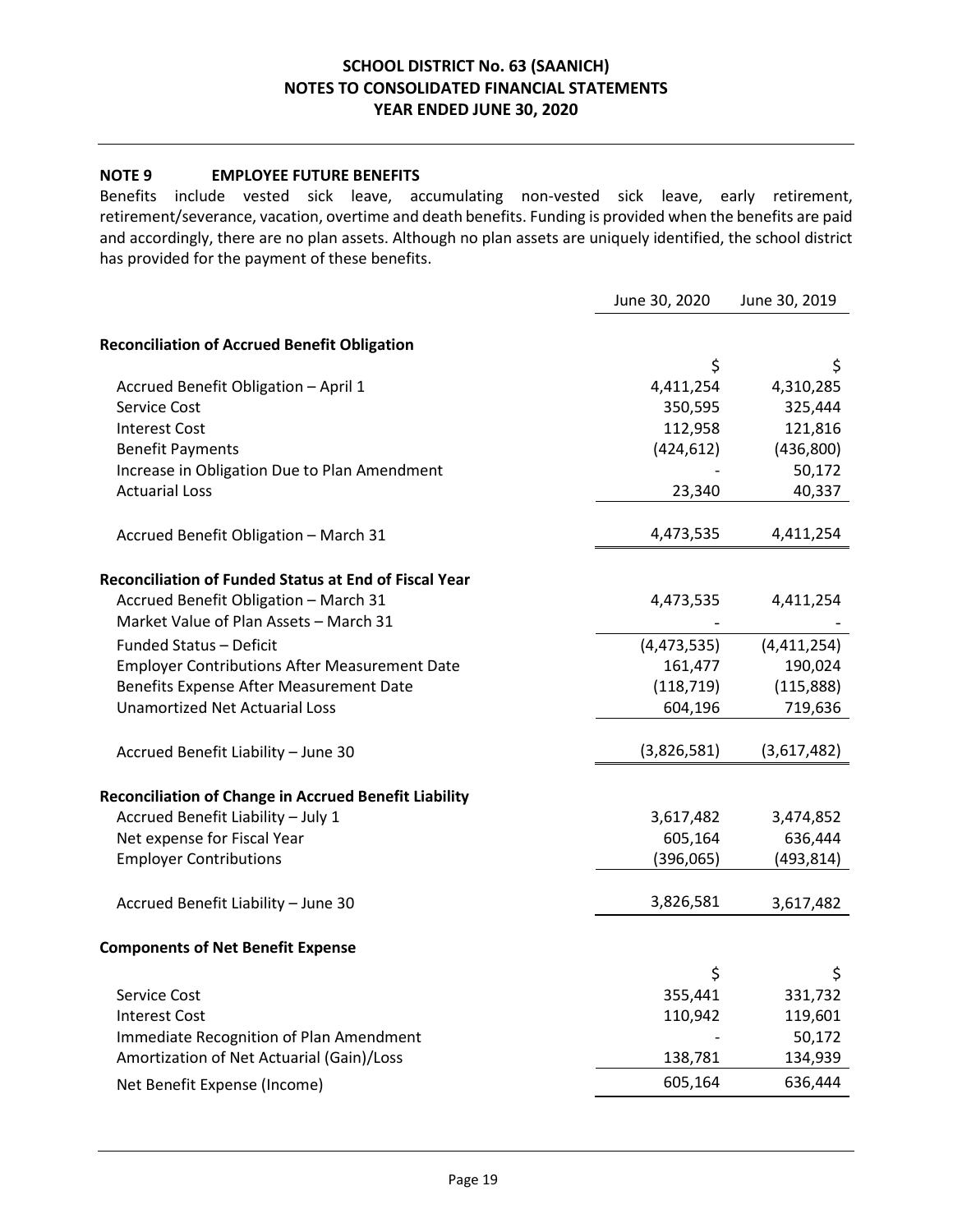## NOTE 9 EMPLOYEE FUTURE BENEFITS

Benefits include vested sick leave, accumulating non-vested sick leave, early retirement, retirement/severance, vacation, overtime and death benefits. Funding is provided when the benefits are paid and accordingly, there are no plan assets. Although no plan assets are uniquely identified, the school district has provided for the payment of these benefits.

| | June 30, 2020 | June 30, 2019 |
|---|---|---|
| **Reconciliation of Accrued Benefit Obligation** | | |
| | $ | $ |
| Accrued Benefit Obligation – April 1 | 4,411,254 | 4,310,285 |
| Service Cost | 350,595 | 325,444 |
| Interest Cost | 112,958 | 121,816 |
| Benefit Payments | (424,612) | (436,800) |
| Increase in Obligation Due to Plan Amendment | - | 50,172 |
| Actuarial Loss | 23,340 | 40,337 |
| Accrued Benefit Obligation – March 31 | 4,473,535 | 4,411,254 |
| **Reconciliation of Funded Status at End of Fiscal Year** | | |
| Accrued Benefit Obligation – March 31 | 4,473,535 | 4,411,254 |
| Market Value of Plan Assets – March 31 | - | - |
| Funded Status – Deficit | (4,473,535) | (4,411,254) |
| Employer Contributions After Measurement Date | 161,477 | 190,024 |
| Benefits Expense After Measurement Date | (118,719) | (115,888) |
| Unamortized Net Actuarial Loss | 604,196 | 719,636 |
| Accrued Benefit Liability – June 30 | (3,826,581) | (3,617,482) |
| **Reconciliation of Change in Accrued Benefit Liability** | | |
| Accrued Benefit Liability – July 1 | 3,617,482 | 3,474,852 |
| Net expense for Fiscal Year | 605,164 | 636,444 |
| Employer Contributions | (396,065) | (493,814) |
| Accrued Benefit Liability – June 30 | 3,826,581 | 3,617,482 |
| **Components of Net Benefit Expense** | | |
| | $ | $ |
| Service Cost | 355,441 | 331,732 |
| Interest Cost | 110,942 | 119,601 |
| Immediate Recognition of Plan Amendment | - | 50,172 |
| Amortization of Net Actuarial (Gain)/Loss | 138,781 | 134,939 |
| Net Benefit Expense (Income) | 605,164 | 636,444 |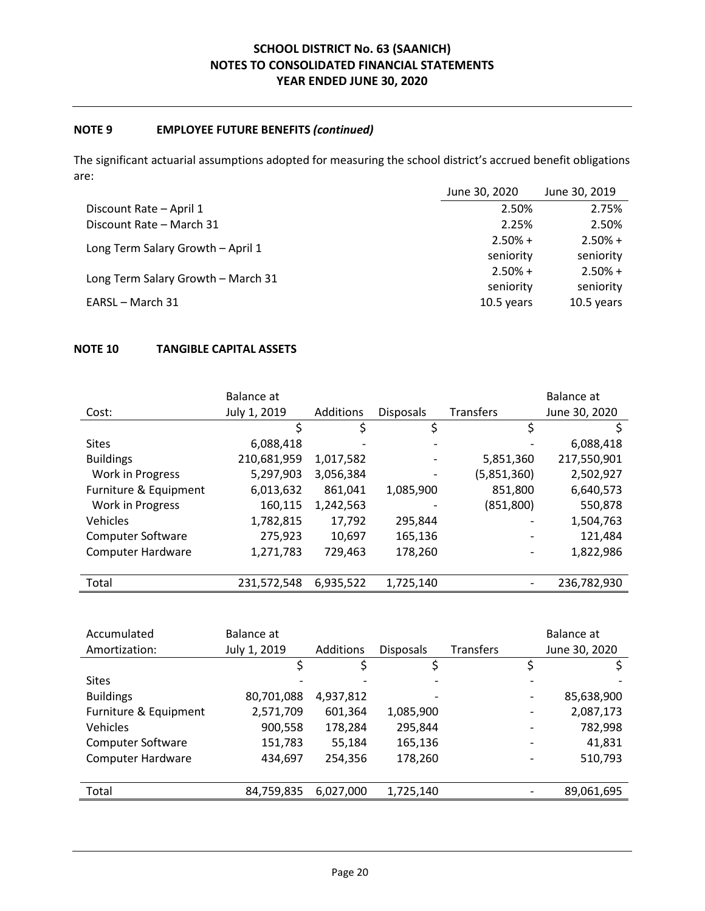## NOTE 9 EMPLOYEE FUTURE BENEFITS *(continued)*

The significant actuarial assumptions adopted for measuring the school district's accrued benefit obligations are:

| | June 30, 2020 | June 30, 2019 |
|---|---|---|
| Discount Rate – April 1 | 2.50% | 2.75% |
| Discount Rate – March 31 | 2.25% | 2.50% |
| Long Term Salary Growth – April 1 | 2.50% + seniority | 2.50% + seniority |
| Long Term Salary Growth – March 31 | 2.50% + seniority | 2.50% + seniority |
| EARSL – March 31 | 10.5 years | 10.5 years |

## NOTE 10 TANGIBLE CAPITAL ASSETS

| Cost: | Balance at July 1, 2019 | Additions | Disposals | Transfers | Balance at June 30, 2020 |
|---|---|---|---|---|---|
| | $ | $ | $ | $ | $ |
| Sites | 6,088,418 | - | - | - | 6,088,418 |
| Buildings | 210,681,959 | 1,017,582 | - | 5,851,360 | 217,550,901 |
| Work in Progress | 5,297,903 | 3,056,384 | - | (5,851,360) | 2,502,927 |
| Furniture & Equipment | 6,013,632 | 861,041 | 1,085,900 | 851,800 | 6,640,573 |
| Work in Progress | 160,115 | 1,242,563 | - | (851,800) | 550,878 |
| Vehicles | 1,782,815 | 17,792 | 295,844 | - | 1,504,763 |
| Computer Software | 275,923 | 10,697 | 165,136 | - | 121,484 |
| Computer Hardware | 1,271,783 | 729,463 | 178,260 | - | 1,822,986 |
| Total | 231,572,548 | 6,935,522 | 1,725,140 | - | 236,782,930 |

| Accumulated Amortization: | Balance at July 1, 2019 | Additions | Disposals | Transfers | Balance at June 30, 2020 |
|---|---|---|---|---|---|
| | $ | $ | $ | $ | $ |
| Sites | - | - | - | - | - |
| Buildings | 80,701,088 | 4,937,812 | - | - | 85,638,900 |
| Furniture & Equipment | 2,571,709 | 601,364 | 1,085,900 | - | 2,087,173 |
| Vehicles | 900,558 | 178,284 | 295,844 | - | 782,998 |
| Computer Software | 151,783 | 55,184 | 165,136 | - | 41,831 |
| Computer Hardware | 434,697 | 254,356 | 178,260 | - | 510,793 |
| Total | 84,759,835 | 6,027,000 | 1,725,140 | - | 89,061,695 |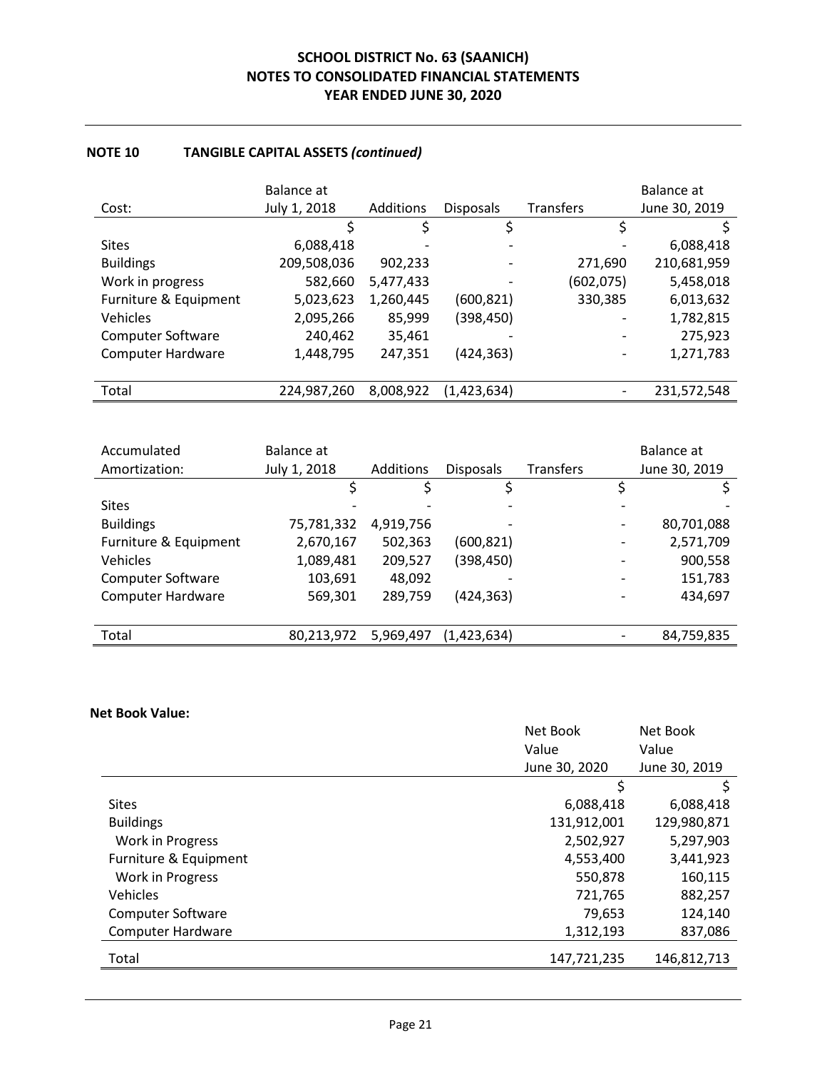# SCHOOL DISTRICT No. 63 (SAANICH)
## NOTES TO CONSOLIDATED FINANCIAL STATEMENTS
## YEAR ENDED JUNE 30, 2020

### NOTE 10 TANGIBLE CAPITAL ASSETS *(continued)*

| Cost: | Balance at July 1, 2018 | Additions | Disposals | Transfers | Balance at June 30, 2019 |
|---|---|---|---|---|---|
| | $ | $ | $ | $ | $ |
| Sites | 6,088,418 | - | - | - | 6,088,418 |
| Buildings | 209,508,036 | 902,233 | - | 271,690 | 210,681,959 |
| Work in progress | 582,660 | 5,477,433 | - | (602,075) | 5,458,018 |
| Furniture & Equipment | 5,023,623 | 1,260,445 | (600,821) | 330,385 | 6,013,632 |
| Vehicles | 2,095,266 | 85,999 | (398,450) | - | 1,782,815 |
| Computer Software | 240,462 | 35,461 | - | - | 275,923 |
| Computer Hardware | 1,448,795 | 247,351 | (424,363) | - | 1,271,783 |
| Total | 224,987,260 | 8,008,922 | (1,423,634) | - | 231,572,548 |

| Accumulated Amortization: | Balance at July 1, 2018 | Additions | Disposals | Transfers | Balance at June 30, 2019 |
|---|---|---|---|---|---|
| | $ | $ | $ | $ | $ |
| Sites | - | - | - | - | - |
| Buildings | 75,781,332 | 4,919,756 | - | - | 80,701,088 |
| Furniture & Equipment | 2,670,167 | 502,363 | (600,821) | - | 2,571,709 |
| Vehicles | 1,089,481 | 209,527 | (398,450) | - | 900,558 |
| Computer Software | 103,691 | 48,092 | - | - | 151,783 |
| Computer Hardware | 569,301 | 289,759 | (424,363) | - | 434,697 |
| Total | 80,213,972 | 5,969,497 | (1,423,634) | - | 84,759,835 |

**Net Book Value:**

| | Net Book Value June 30, 2020 | Net Book Value June 30, 2019 |
|---|---|---|
| | $ | $ |
| Sites | 6,088,418 | 6,088,418 |
| Buildings | 131,912,001 | 129,980,871 |
| Work in Progress | 2,502,927 | 5,297,903 |
| Furniture & Equipment | 4,553,400 | 3,441,923 |
| Work in Progress | 550,878 | 160,115 |
| Vehicles | 721,765 | 882,257 |
| Computer Software | 79,653 | 124,140 |
| Computer Hardware | 1,312,193 | 837,086 |
| Total | 147,721,235 | 146,812,713 |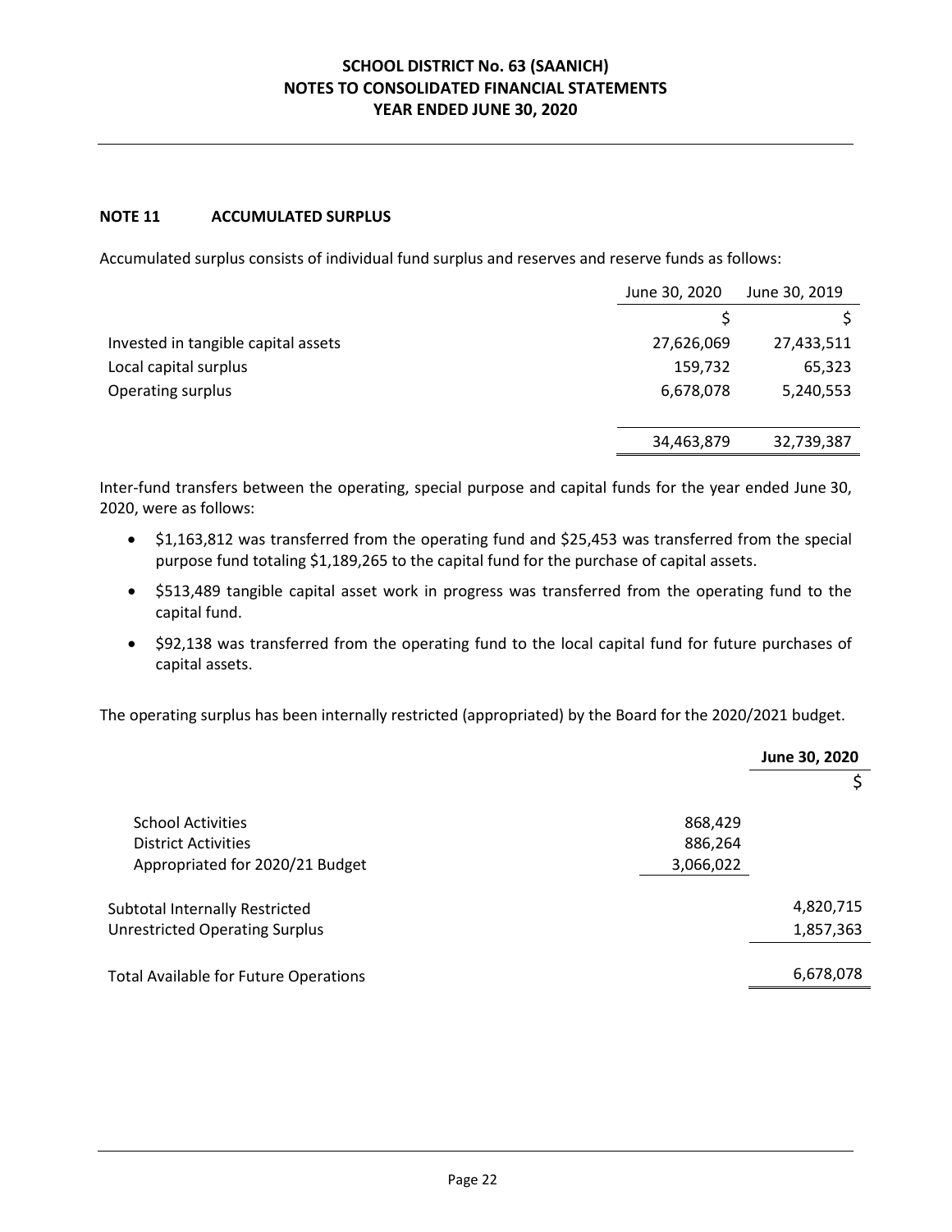## NOTE 11 ACCUMULATED SURPLUS

Accumulated surplus consists of individual fund surplus and reserves and reserve funds as follows:

| | June 30, 2020 | June 30, 2019 |
|---|---|---|
| | $ | $ |
| Invested in tangible capital assets | 27,626,069 | 27,433,511 |
| Local capital surplus | 159,732 | 65,323 |
| Operating surplus | 6,678,078 | 5,240,553 |
| | 34,463,879 | 32,739,387 |

Inter-fund transfers between the operating, special purpose and capital funds for the year ended June 30, 2020, were as follows:

- $1,163,812 was transferred from the operating fund and $25,453 was transferred from the special purpose fund totaling $1,189,265 to the capital fund for the purchase of capital assets.
- $513,489 tangible capital asset work in progress was transferred from the operating fund to the capital fund.
- $92,138 was transferred from the operating fund to the local capital fund for future purchases of capital assets.

The operating surplus has been internally restricted (appropriated) by the Board for the 2020/2021 budget.

| | | **June 30, 2020** |
|---|---|---|
| | | $ |
| School Activities | 868,429 | |
| District Activities | 886,264 | |
| Appropriated for 2020/21 Budget | 3,066,022 | |
| Subtotal Internally Restricted | | 4,820,715 |
| Unrestricted Operating Surplus | | 1,857,363 |
| Total Available for Future Operations | | 6,678,078 |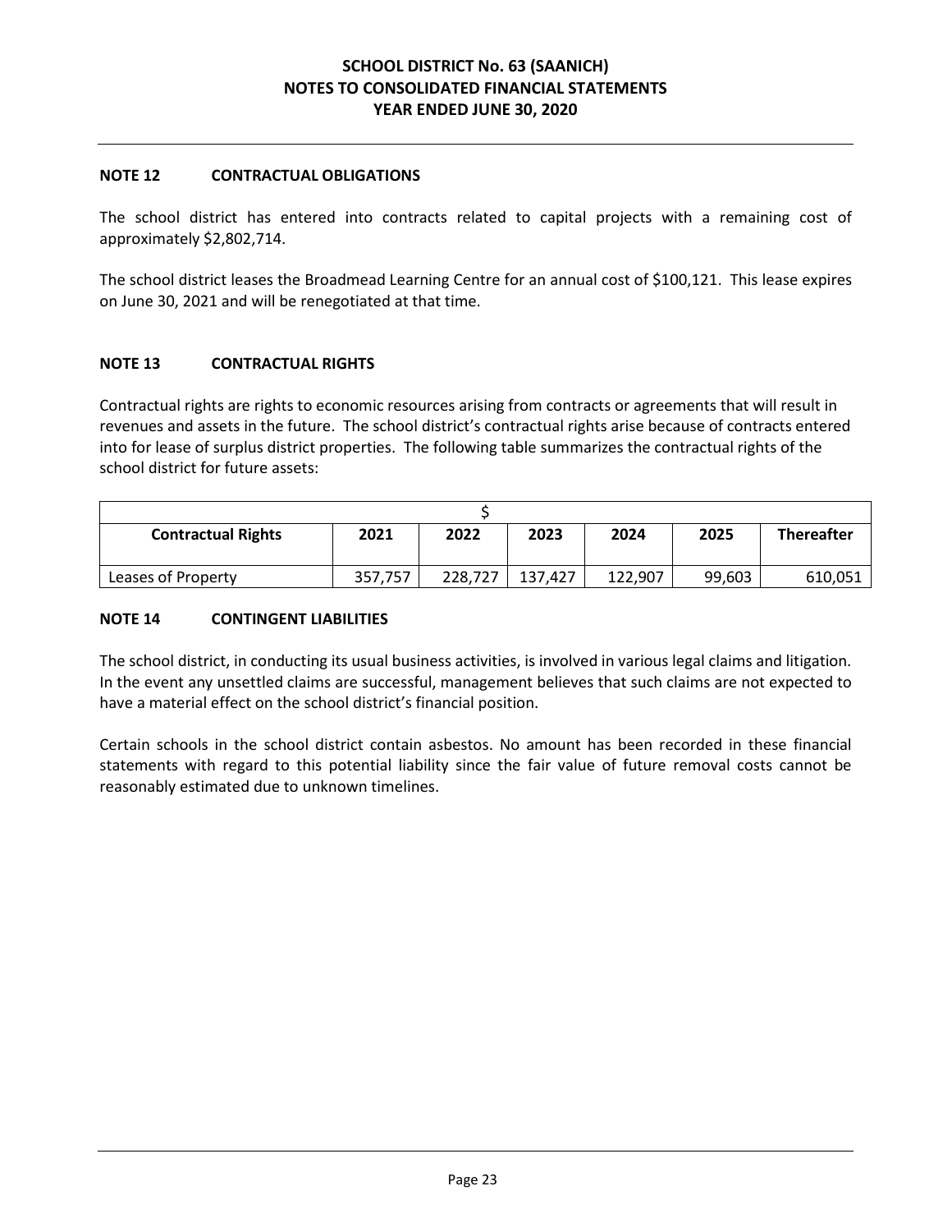### NOTE 12 CONTRACTUAL OBLIGATIONS

The school district has entered into contracts related to capital projects with a remaining cost of approximately $2,802,714.

The school district leases the Broadmead Learning Centre for an annual cost of $100,121. This lease expires on June 30, 2021 and will be renegotiated at that time.

### NOTE 13 CONTRACTUAL RIGHTS

Contractual rights are rights to economic resources arising from contracts or agreements that will result in revenues and assets in the future. The school district's contractual rights arise because of contracts entered into for lease of surplus district properties. The following table summarizes the contractual rights of the school district for future assets:

| | $ | | | | | |
|---|---|---|---|---|---|---|
| **Contractual Rights** | **2021** | **2022** | **2023** | **2024** | **2025** | **Thereafter** |
| Leases of Property | 357,757 | 228,727 | 137,427 | 122,907 | 99,603 | 610,051 |

### NOTE 14 CONTINGENT LIABILITIES

The school district, in conducting its usual business activities, is involved in various legal claims and litigation. In the event any unsettled claims are successful, management believes that such claims are not expected to have a material effect on the school district's financial position.

Certain schools in the school district contain asbestos. No amount has been recorded in these financial statements with regard to this potential liability since the fair value of future removal costs cannot be reasonably estimated due to unknown timelines.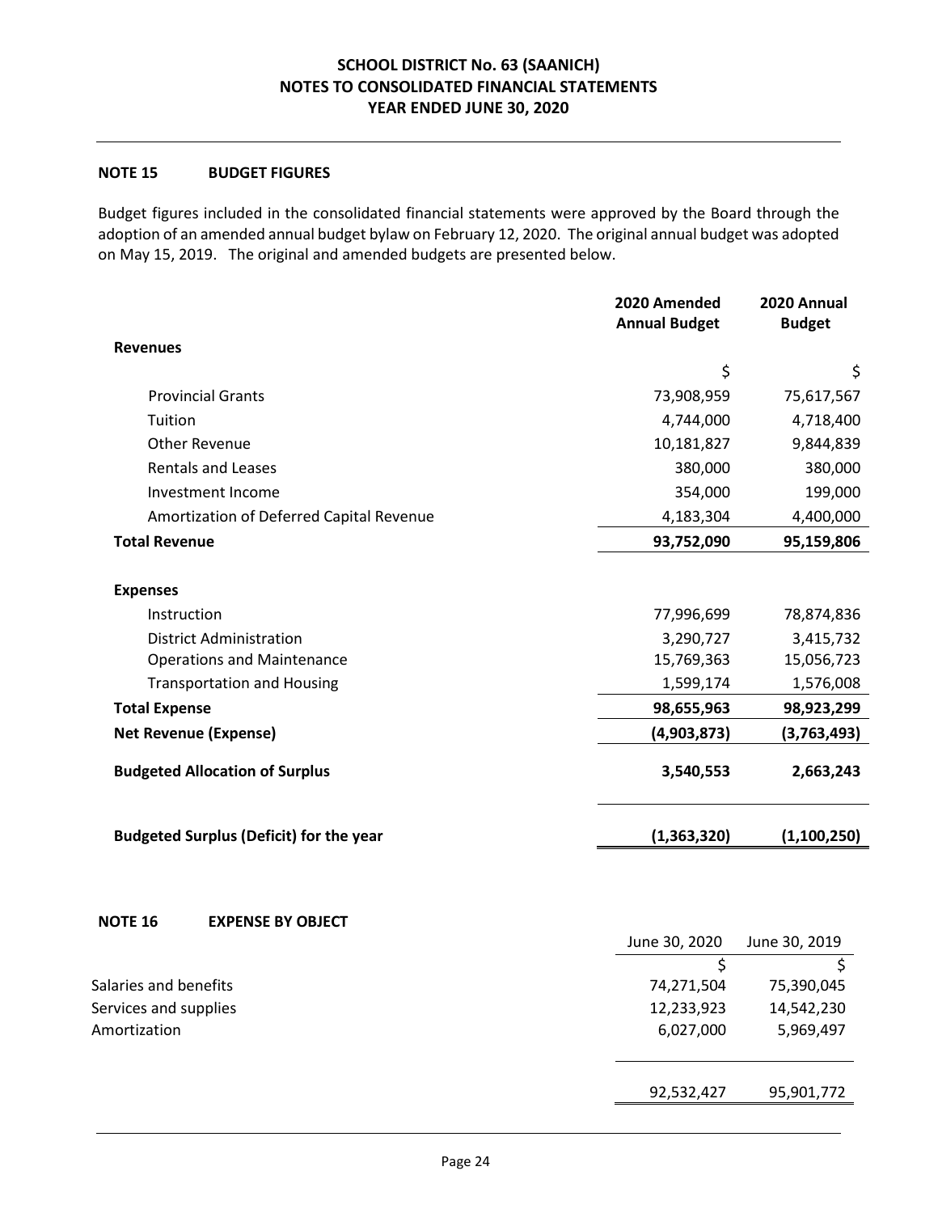**SCHOOL DISTRICT No. 63 (SAANICH)**
**NOTES TO CONSOLIDATED FINANCIAL STATEMENTS**
**YEAR ENDED JUNE 30, 2020**

## NOTE 15 BUDGET FIGURES

Budget figures included in the consolidated financial statements were approved by the Board through the adoption of an amended annual budget bylaw on February 12, 2020. The original annual budget was adopted on May 15, 2019. The original and amended budgets are presented below.

| | 2020 Amended Annual Budget | 2020 Annual Budget |
|---|---|---|
| **Revenues** | | |
| | $ | $ |
| Provincial Grants | 73,908,959 | 75,617,567 |
| Tuition | 4,744,000 | 4,718,400 |
| Other Revenue | 10,181,827 | 9,844,839 |
| Rentals and Leases | 380,000 | 380,000 |
| Investment Income | 354,000 | 199,000 |
| Amortization of Deferred Capital Revenue | 4,183,304 | 4,400,000 |
| **Total Revenue** | **93,752,090** | **95,159,806** |
| **Expenses** | | |
| Instruction | 77,996,699 | 78,874,836 |
| District Administration | 3,290,727 | 3,415,732 |
| Operations and Maintenance | 15,769,363 | 15,056,723 |
| Transportation and Housing | 1,599,174 | 1,576,008 |
| **Total Expense** | **98,655,963** | **98,923,299** |
| **Net Revenue (Expense)** | **(4,903,873)** | **(3,763,493)** |
| **Budgeted Allocation of Surplus** | **3,540,553** | **2,663,243** |
| **Budgeted Surplus (Deficit) for the year** | **(1,363,320)** | **(1,100,250)** |

## NOTE 16 EXPENSE BY OBJECT

| | June 30, 2020 | June 30, 2019 |
|---|---|---|
| | $ | $ |
| Salaries and benefits | 74,271,504 | 75,390,045 |
| Services and supplies | 12,233,923 | 14,542,230 |
| Amortization | 6,027,000 | 5,969,497 |
| | 92,532,427 | 95,901,772 |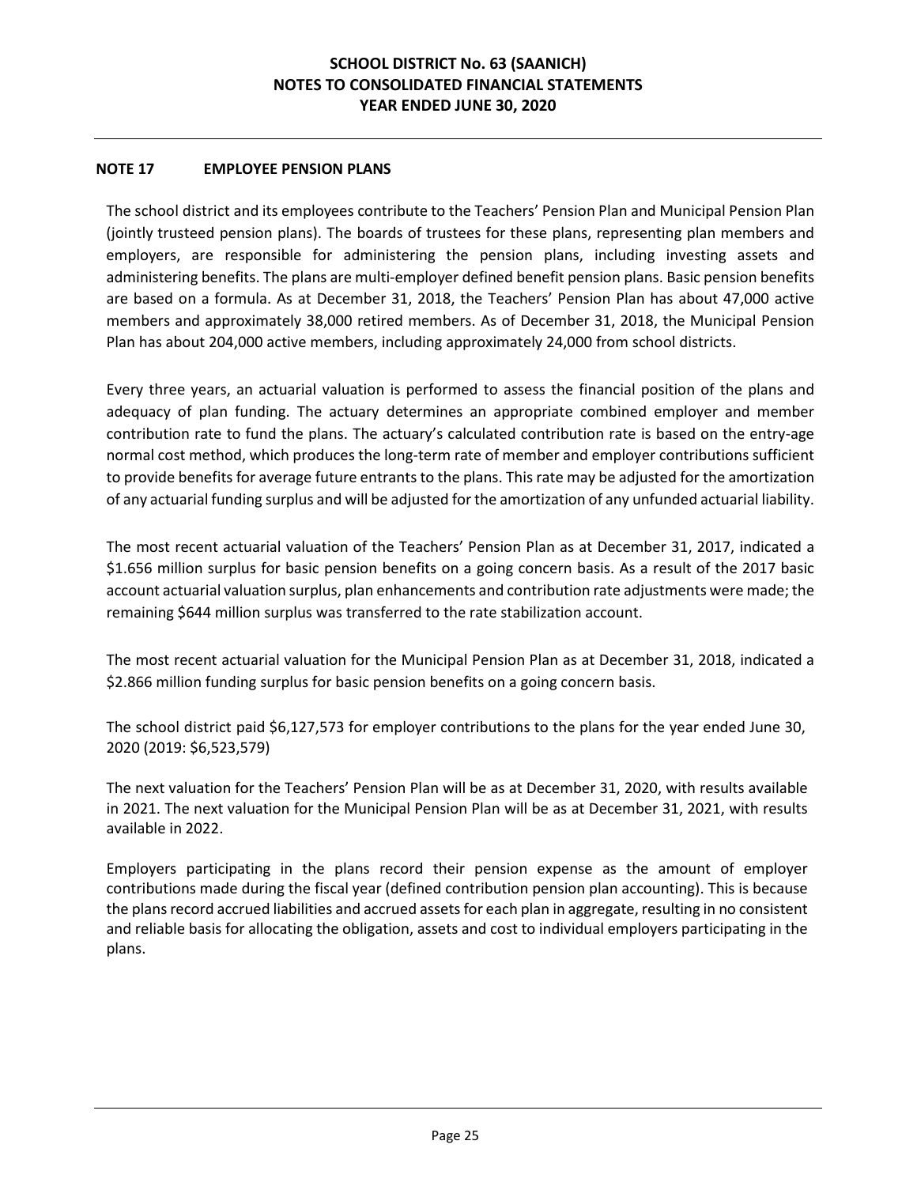## NOTE 17 EMPLOYEE PENSION PLANS

The school district and its employees contribute to the Teachers' Pension Plan and Municipal Pension Plan (jointly trusteed pension plans). The boards of trustees for these plans, representing plan members and employers, are responsible for administering the pension plans, including investing assets and administering benefits. The plans are multi-employer defined benefit pension plans. Basic pension benefits are based on a formula. As at December 31, 2018, the Teachers' Pension Plan has about 47,000 active members and approximately 38,000 retired members. As of December 31, 2018, the Municipal Pension Plan has about 204,000 active members, including approximately 24,000 from school districts.

Every three years, an actuarial valuation is performed to assess the financial position of the plans and adequacy of plan funding. The actuary determines an appropriate combined employer and member contribution rate to fund the plans. The actuary's calculated contribution rate is based on the entry-age normal cost method, which produces the long-term rate of member and employer contributions sufficient to provide benefits for average future entrants to the plans. This rate may be adjusted for the amortization of any actuarial funding surplus and will be adjusted for the amortization of any unfunded actuarial liability.

The most recent actuarial valuation of the Teachers' Pension Plan as at December 31, 2017, indicated a \$1.656 million surplus for basic pension benefits on a going concern basis. As a result of the 2017 basic account actuarial valuation surplus, plan enhancements and contribution rate adjustments were made; the remaining \$644 million surplus was transferred to the rate stabilization account.

The most recent actuarial valuation for the Municipal Pension Plan as at December 31, 2018, indicated a \$2.866 million funding surplus for basic pension benefits on a going concern basis.

The school district paid \$6,127,573 for employer contributions to the plans for the year ended June 30, 2020 (2019: \$6,523,579)

The next valuation for the Teachers' Pension Plan will be as at December 31, 2020, with results available in 2021. The next valuation for the Municipal Pension Plan will be as at December 31, 2021, with results available in 2022.

Employers participating in the plans record their pension expense as the amount of employer contributions made during the fiscal year (defined contribution pension plan accounting). This is because the plans record accrued liabilities and accrued assets for each plan in aggregate, resulting in no consistent and reliable basis for allocating the obligation, assets and cost to individual employers participating in the plans.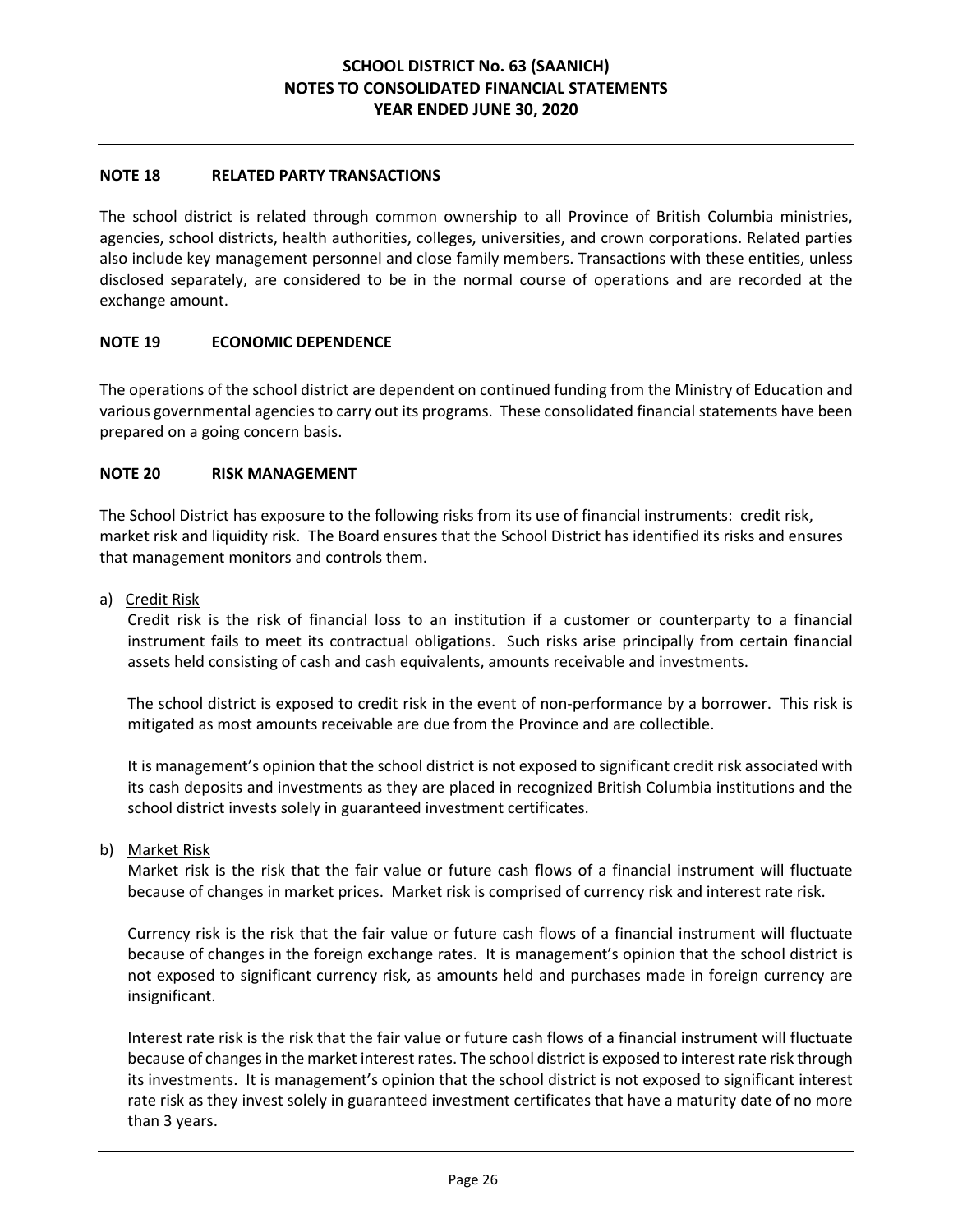## NOTE 18 RELATED PARTY TRANSACTIONS

The school district is related through common ownership to all Province of British Columbia ministries, agencies, school districts, health authorities, colleges, universities, and crown corporations. Related parties also include key management personnel and close family members. Transactions with these entities, unless disclosed separately, are considered to be in the normal course of operations and are recorded at the exchange amount.

## NOTE 19 ECONOMIC DEPENDENCE

The operations of the school district are dependent on continued funding from the Ministry of Education and various governmental agencies to carry out its programs. These consolidated financial statements have been prepared on a going concern basis.

## NOTE 20 RISK MANAGEMENT

The School District has exposure to the following risks from its use of financial instruments: credit risk, market risk and liquidity risk. The Board ensures that the School District has identified its risks and ensures that management monitors and controls them.

a) Credit Risk

Credit risk is the risk of financial loss to an institution if a customer or counterparty to a financial instrument fails to meet its contractual obligations. Such risks arise principally from certain financial assets held consisting of cash and cash equivalents, amounts receivable and investments.

The school district is exposed to credit risk in the event of non-performance by a borrower. This risk is mitigated as most amounts receivable are due from the Province and are collectible.

It is management's opinion that the school district is not exposed to significant credit risk associated with its cash deposits and investments as they are placed in recognized British Columbia institutions and the school district invests solely in guaranteed investment certificates.

b) Market Risk

Market risk is the risk that the fair value or future cash flows of a financial instrument will fluctuate because of changes in market prices. Market risk is comprised of currency risk and interest rate risk.

Currency risk is the risk that the fair value or future cash flows of a financial instrument will fluctuate because of changes in the foreign exchange rates. It is management's opinion that the school district is not exposed to significant currency risk, as amounts held and purchases made in foreign currency are insignificant.

Interest rate risk is the risk that the fair value or future cash flows of a financial instrument will fluctuate because of changes in the market interest rates. The school district is exposed to interest rate risk through its investments. It is management's opinion that the school district is not exposed to significant interest rate risk as they invest solely in guaranteed investment certificates that have a maturity date of no more than 3 years.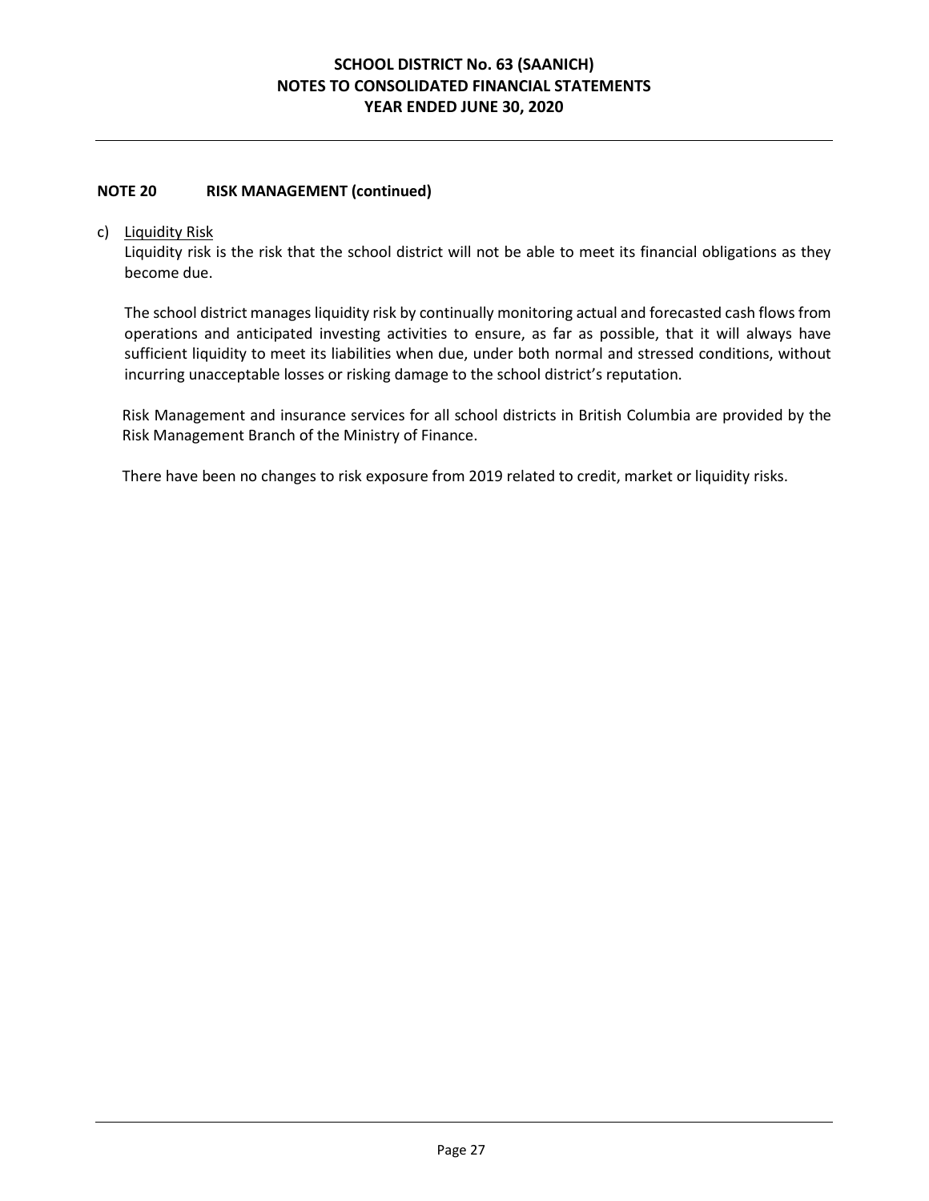## NOTE 20 RISK MANAGEMENT (continued)

c) Liquidity Risk

Liquidity risk is the risk that the school district will not be able to meet its financial obligations as they become due.

The school district manages liquidity risk by continually monitoring actual and forecasted cash flows from operations and anticipated investing activities to ensure, as far as possible, that it will always have sufficient liquidity to meet its liabilities when due, under both normal and stressed conditions, without incurring unacceptable losses or risking damage to the school district's reputation.

Risk Management and insurance services for all school districts in British Columbia are provided by the Risk Management Branch of the Ministry of Finance.

There have been no changes to risk exposure from 2019 related to credit, market or liquidity risks.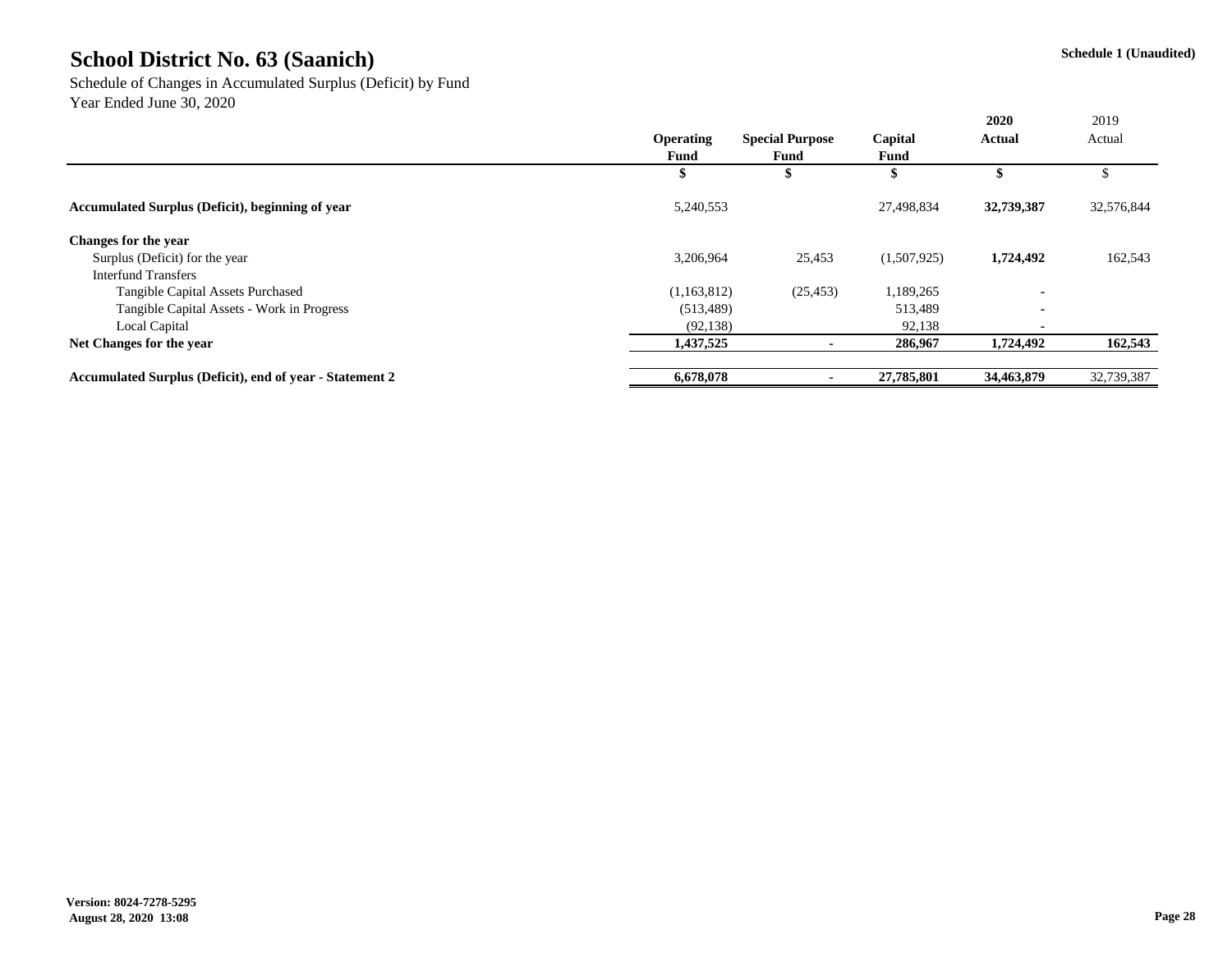# School District No. 63 (Saanich)

**Schedule 1 (Unaudited)**

Schedule of Changes in Accumulated Surplus (Deficit) by Fund
Year Ended June 30, 2020

| | Operating Fund | Special Purpose Fund | Capital Fund | 2020 Actual | 2019 Actual |
|---|---|---|---|---|---|
| | $ | $ | $ | $ | $ |
| **Accumulated Surplus (Deficit), beginning of year** | 5,240,553 | | 27,498,834 | **32,739,387** | 32,576,844 |
| **Changes for the year** | | | | | |
| Surplus (Deficit) for the year | 3,206,964 | 25,453 | (1,507,925) | **1,724,492** | 162,543 |
| Interfund Transfers | | | | | |
| Tangible Capital Assets Purchased | (1,163,812) | (25,453) | 1,189,265 | - | |
| Tangible Capital Assets - Work in Progress | (513,489) | | 513,489 | - | |
| Local Capital | (92,138) | | 92,138 | - | |
| **Net Changes for the year** | **1,437,525** | **-** | **286,967** | **1,724,492** | **162,543** |
| **Accumulated Surplus (Deficit), end of year - Statement 2** | **6,678,078** | **-** | **27,785,801** | **34,463,879** | 32,739,387 |

**Version: 8024-7278-5295**
**August 28, 2020 13:08**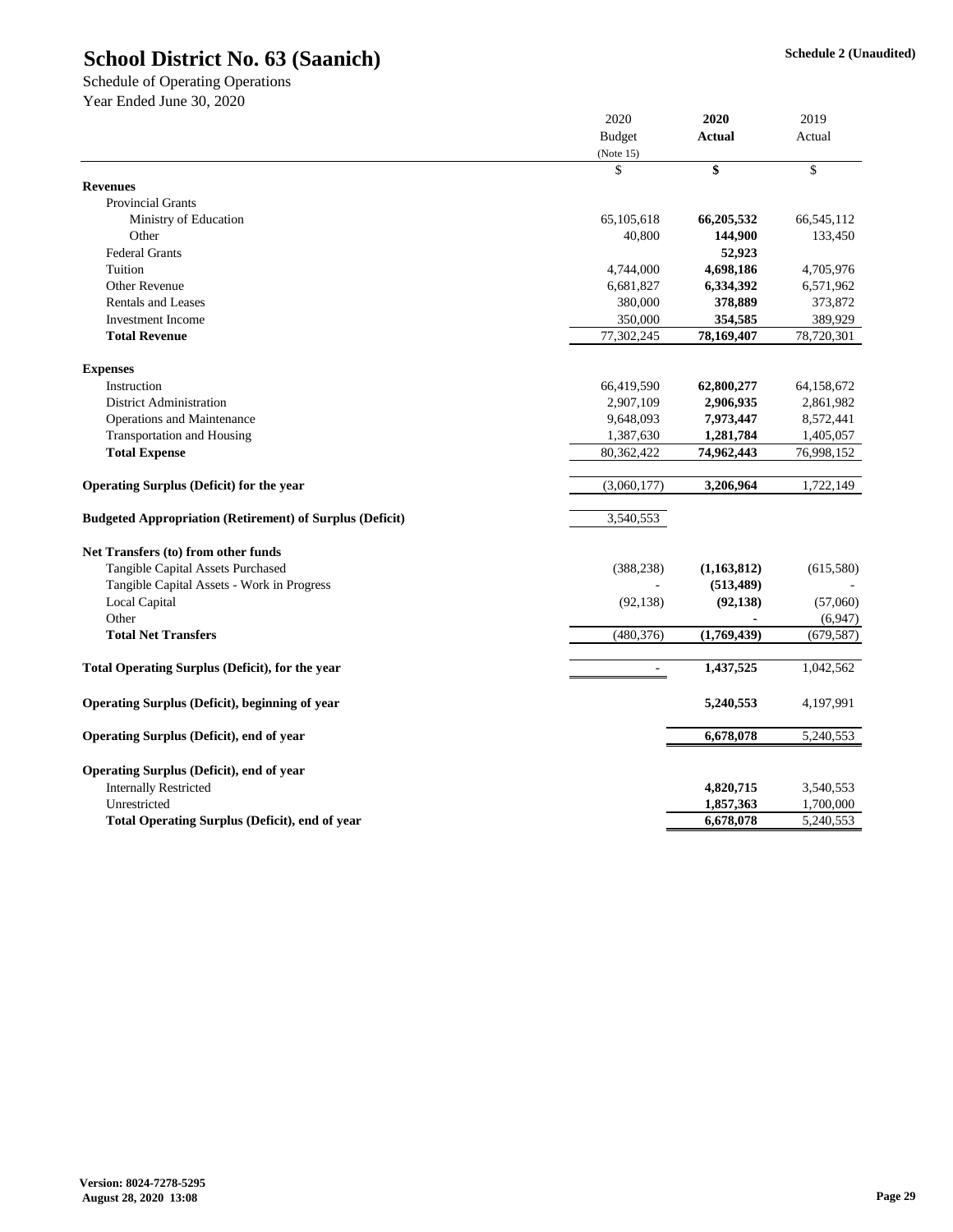# School District No. 63 (Saanich)

**Schedule 2 (Unaudited)**

Schedule of Operating Operations
Year Ended June 30, 2020

| | 2020 Budget (Note 15) | **2020 Actual** | 2019 Actual |
|---|---|---|---|
| | $ | **$** | $ |
| **Revenues** | | | |
| Provincial Grants | | | |
| Ministry of Education | 65,105,618 | **66,205,532** | 66,545,112 |
| Other | 40,800 | **144,900** | 133,450 |
| Federal Grants | | **52,923** | |
| Tuition | 4,744,000 | **4,698,186** | 4,705,976 |
| Other Revenue | 6,681,827 | **6,334,392** | 6,571,962 |
| Rentals and Leases | 380,000 | **378,889** | 373,872 |
| Investment Income | 350,000 | **354,585** | 389,929 |
| **Total Revenue** | 77,302,245 | **78,169,407** | 78,720,301 |
| **Expenses** | | | |
| Instruction | 66,419,590 | **62,800,277** | 64,158,672 |
| District Administration | 2,907,109 | **2,906,935** | 2,861,982 |
| Operations and Maintenance | 9,648,093 | **7,973,447** | 8,572,441 |
| Transportation and Housing | 1,387,630 | **1,281,784** | 1,405,057 |
| **Total Expense** | 80,362,422 | **74,962,443** | 76,998,152 |
| **Operating Surplus (Deficit) for the year** | (3,060,177) | **3,206,964** | 1,722,149 |
| **Budgeted Appropriation (Retirement) of Surplus (Deficit)** | 3,540,553 | | |
| **Net Transfers (to) from other funds** | | | |
| Tangible Capital Assets Purchased | (388,238) | **(1,163,812)** | (615,580) |
| Tangible Capital Assets - Work in Progress | - | **(513,489)** | - |
| Local Capital | (92,138) | **(92,138)** | (57,060) |
| Other | | **-** | (6,947) |
| **Total Net Transfers** | (480,376) | **(1,769,439)** | (679,587) |
| **Total Operating Surplus (Deficit), for the year** | - | **1,437,525** | 1,042,562 |
| **Operating Surplus (Deficit), beginning of year** | | **5,240,553** | 4,197,991 |
| **Operating Surplus (Deficit), end of year** | | **6,678,078** | 5,240,553 |
| **Operating Surplus (Deficit), end of year** | | | |
| Internally Restricted | | **4,820,715** | 3,540,553 |
| Unrestricted | | **1,857,363** | 1,700,000 |
| **Total Operating Surplus (Deficit), end of year** | | **6,678,078** | 5,240,553 |

**Version: 8024-7278-5295**
**August 28, 2020 13:08**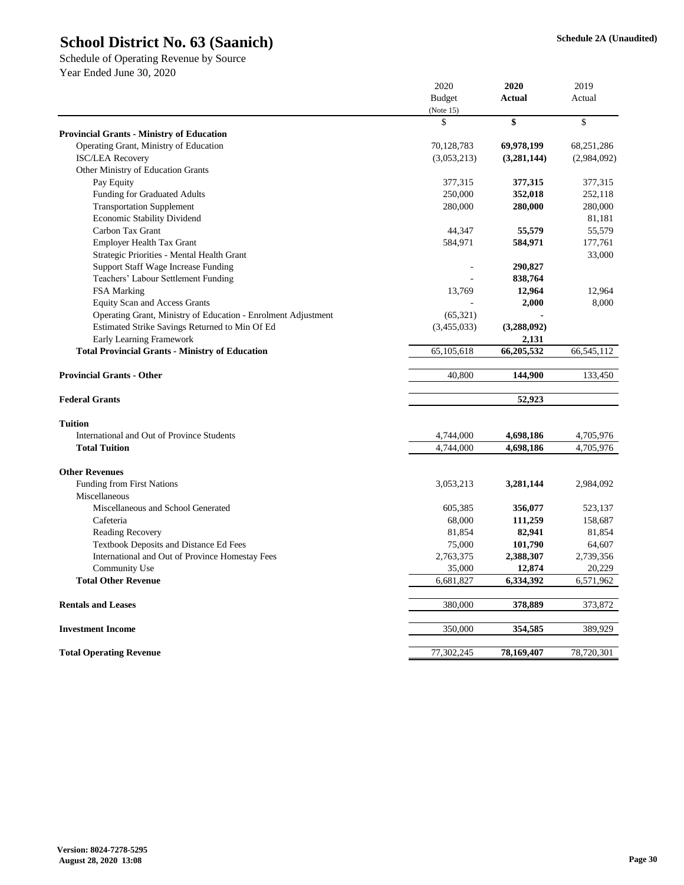# School District No. 63 (Saanich)

Schedule 2A (Unaudited)

Schedule of Operating Revenue by Source
Year Ended June 30, 2020

| | 2020 Budget (Note 15) | **2020 Actual** | 2019 Actual |
|---|---|---|---|
| | $ | **$** | $ |
| **Provincial Grants - Ministry of Education** | | | |
| Operating Grant, Ministry of Education | 70,128,783 | **69,978,199** | 68,251,286 |
| ISC/LEA Recovery | (3,053,213) | **(3,281,144)** | (2,984,092) |
| Other Ministry of Education Grants | | | |
| Pay Equity | 377,315 | **377,315** | 377,315 |
| Funding for Graduated Adults | 250,000 | **352,018** | 252,118 |
| Transportation Supplement | 280,000 | **280,000** | 280,000 |
| Economic Stability Dividend | | | 81,181 |
| Carbon Tax Grant | 44,347 | **55,579** | 55,579 |
| Employer Health Tax Grant | 584,971 | **584,971** | 177,761 |
| Strategic Priorities - Mental Health Grant | | | 33,000 |
| Support Staff Wage Increase Funding | - | **290,827** | |
| Teachers' Labour Settlement Funding | - | **838,764** | |
| FSA Marking | 13,769 | **12,964** | 12,964 |
| Equity Scan and Access Grants | - | **2,000** | 8,000 |
| Operating Grant, Ministry of Education - Enrolment Adjustment | (65,321) | **-** | |
| Estimated Strike Savings Returned to Min Of Ed | (3,455,033) | **(3,288,092)** | |
| Early Learning Framework | | **2,131** | |
| **Total Provincial Grants - Ministry of Education** | 65,105,618 | **66,205,532** | 66,545,112 |
| | | | |
| **Provincial Grants - Other** | 40,800 | **144,900** | 133,450 |
| | | | |
| **Federal Grants** | | **52,923** | |
| | | | |
| **Tuition** | | | |
| International and Out of Province Students | 4,744,000 | **4,698,186** | 4,705,976 |
| **Total Tuition** | 4,744,000 | **4,698,186** | 4,705,976 |
| | | | |
| **Other Revenues** | | | |
| Funding from First Nations | 3,053,213 | **3,281,144** | 2,984,092 |
| Miscellaneous | | | |
| Miscellaneous and School Generated | 605,385 | **356,077** | 523,137 |
| Cafeteria | 68,000 | **111,259** | 158,687 |
| Reading Recovery | 81,854 | **82,941** | 81,854 |
| Textbook Deposits and Distance Ed Fees | 75,000 | **101,790** | 64,607 |
| International and Out of Province Homestay Fees | 2,763,375 | **2,388,307** | 2,739,356 |
| Community Use | 35,000 | **12,874** | 20,229 |
| **Total Other Revenue** | 6,681,827 | **6,334,392** | 6,571,962 |
| | | | |
| **Rentals and Leases** | 380,000 | **378,889** | 373,872 |
| | | | |
| **Investment Income** | 350,000 | **354,585** | 389,929 |
| | | | |
| **Total Operating Revenue** | 77,302,245 | **78,169,407** | 78,720,301 |

**Version: 8024-7278-5295**
**August 28, 2020 13:08**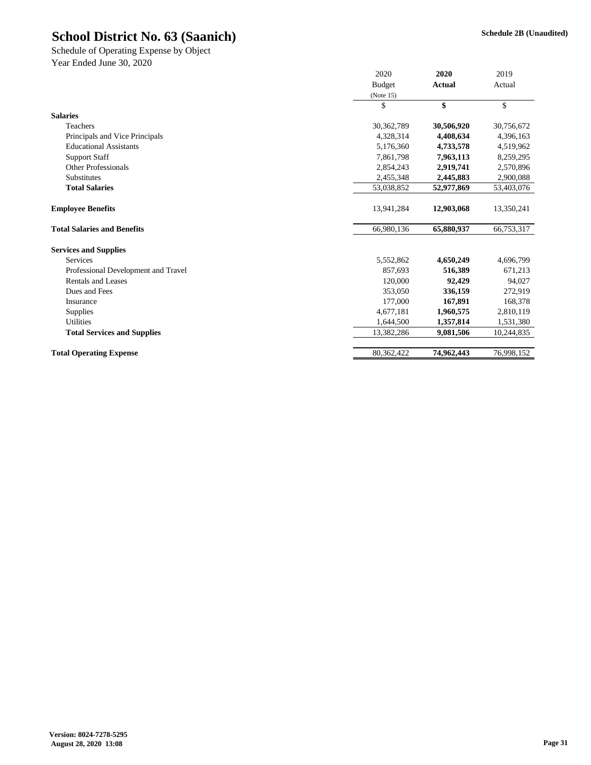# School District No. 63 (Saanich)

**Schedule 2B (Unaudited)**

Schedule of Operating Expense by Object
Year Ended June 30, 2020

| | 2020 Budget (Note 15) | **2020 Actual** | 2019 Actual |
|---|---|---|---|
| | $ | **$** | $ |
| **Salaries** | | | |
| Teachers | 30,362,789 | **30,506,920** | 30,756,672 |
| Principals and Vice Principals | 4,328,314 | **4,408,634** | 4,396,163 |
| Educational Assistants | 5,176,360 | **4,733,578** | 4,519,962 |
| Support Staff | 7,861,798 | **7,963,113** | 8,259,295 |
| Other Professionals | 2,854,243 | **2,919,741** | 2,570,896 |
| Substitutes | 2,455,348 | **2,445,883** | 2,900,088 |
| **Total Salaries** | 53,038,852 | **52,977,869** | 53,403,076 |
| | | | |
| **Employee Benefits** | 13,941,284 | **12,903,068** | 13,350,241 |
| | | | |
| **Total Salaries and Benefits** | 66,980,136 | **65,880,937** | 66,753,317 |
| | | | |
| **Services and Supplies** | | | |
| Services | 5,552,862 | **4,650,249** | 4,696,799 |
| Professional Development and Travel | 857,693 | **516,389** | 671,213 |
| Rentals and Leases | 120,000 | **92,429** | 94,027 |
| Dues and Fees | 353,050 | **336,159** | 272,919 |
| Insurance | 177,000 | **167,891** | 168,378 |
| Supplies | 4,677,181 | **1,960,575** | 2,810,119 |
| Utilities | 1,644,500 | **1,357,814** | 1,531,380 |
| **Total Services and Supplies** | 13,382,286 | **9,081,506** | 10,244,835 |
| | | | |
| **Total Operating Expense** | 80,362,422 | **74,962,443** | 76,998,152 |

**Version: 8024-7278-5295**
**August 28, 2020 13:08**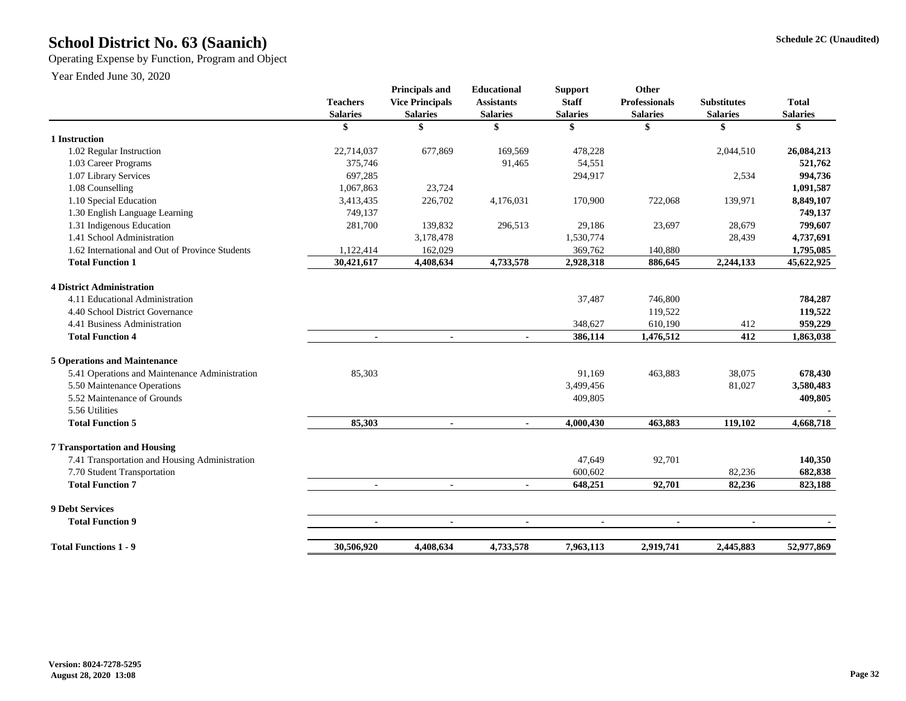# School District No. 63 (Saanich)

Schedule 2C (Unaudited)

Operating Expense by Function, Program and Object

Year Ended June 30, 2020

| | Teachers Salaries | Principals and Vice Principals Salaries | Educational Assistants Salaries | Support Staff Salaries | Other Professionals Salaries | Substitutes Salaries | Total Salaries |
|---|---|---|---|---|---|---|---|
| | $ | $ | $ | $ | $ | $ | $ |
| **1 Instruction** | | | | | | | |
| 1.02 Regular Instruction | 22,714,037 | 677,869 | 169,569 | 478,228 | | 2,044,510 | **26,084,213** |
| 1.03 Career Programs | 375,746 | | 91,465 | 54,551 | | | **521,762** |
| 1.07 Library Services | 697,285 | | | 294,917 | | 2,534 | **994,736** |
| 1.08 Counselling | 1,067,863 | 23,724 | | | | | **1,091,587** |
| 1.10 Special Education | 3,413,435 | 226,702 | 4,176,031 | 170,900 | 722,068 | 139,971 | **8,849,107** |
| 1.30 English Language Learning | 749,137 | | | | | | **749,137** |
| 1.31 Indigenous Education | 281,700 | 139,832 | 296,513 | 29,186 | 23,697 | 28,679 | **799,607** |
| 1.41 School Administration | | 3,178,478 | | 1,530,774 | | 28,439 | **4,737,691** |
| 1.62 International and Out of Province Students | 1,122,414 | 162,029 | | 369,762 | 140,880 | | **1,795,085** |
| **Total Function 1** | **30,421,617** | **4,408,634** | **4,733,578** | **2,928,318** | **886,645** | **2,244,133** | **45,622,925** |
| | | | | | | | |
| **4 District Administration** | | | | | | | |
| 4.11 Educational Administration | | | | 37,487 | 746,800 | | **784,287** |
| 4.40 School District Governance | | | | | 119,522 | | **119,522** |
| 4.41 Business Administration | | | | 348,627 | 610,190 | 412 | **959,229** |
| **Total Function 4** | **-** | **-** | **-** | **386,114** | **1,476,512** | **412** | **1,863,038** |
| | | | | | | | |
| **5 Operations and Maintenance** | | | | | | | |
| 5.41 Operations and Maintenance Administration | 85,303 | | | 91,169 | 463,883 | 38,075 | **678,430** |
| 5.50 Maintenance Operations | | | | 3,499,456 | | 81,027 | **3,580,483** |
| 5.52 Maintenance of Grounds | | | | 409,805 | | | **409,805** |
| 5.56 Utilities | | | | | | | **-** |
| **Total Function 5** | **85,303** | **-** | **-** | **4,000,430** | **463,883** | **119,102** | **4,668,718** |
| | | | | | | | |
| **7 Transportation and Housing** | | | | | | | |
| 7.41 Transportation and Housing Administration | | | | 47,649 | 92,701 | | **140,350** |
| 7.70 Student Transportation | | | | 600,602 | | 82,236 | **682,838** |
| **Total Function 7** | **-** | **-** | **-** | **648,251** | **92,701** | **82,236** | **823,188** |
| | | | | | | | |
| **9 Debt Services** | | | | | | | |
| **Total Function 9** | **-** | **-** | **-** | **-** | **-** | **-** | **-** |
| | | | | | | | |
| **Total Functions 1 - 9** | **30,506,920** | **4,408,634** | **4,733,578** | **7,963,113** | **2,919,741** | **2,445,883** | **52,977,869** |

Version: 8024-7278-5295
August 28, 2020 13:08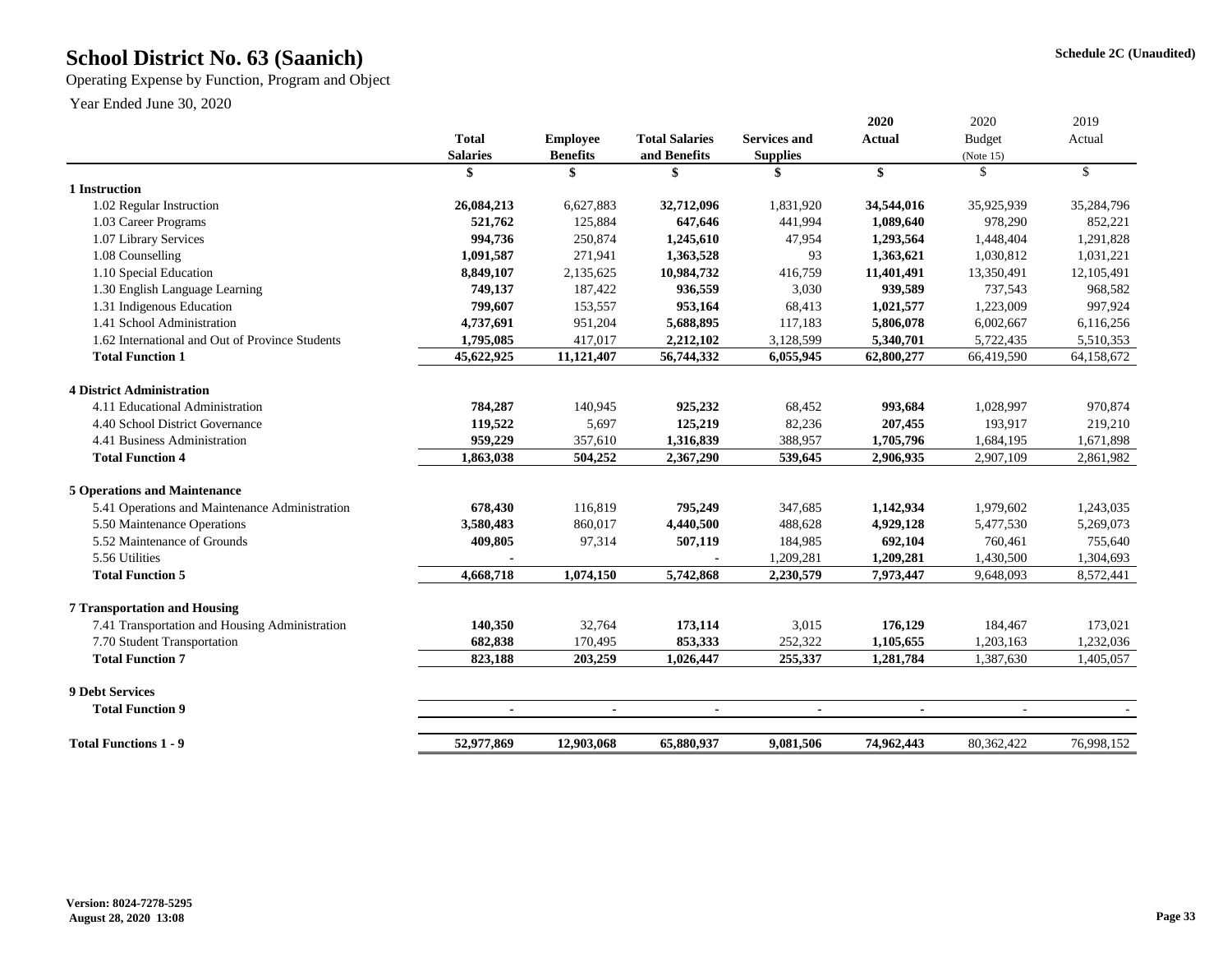# School District No. 63 (Saanich)

Schedule 2C (Unaudited)

Operating Expense by Function, Program and Object

Year Ended June 30, 2020

| | Total Salaries | Employee Benefits | Total Salaries and Benefits | Services and Supplies | 2020 Actual | 2020 Budget (Note 15) | 2019 Actual |
|---|---|---|---|---|---|---|---|
| | $ | $ | $ | $ | $ | $ | $ |
| **1 Instruction** | | | | | | | |
| 1.02 Regular Instruction | **26,084,213** | 6,627,883 | **32,712,096** | 1,831,920 | **34,544,016** | 35,925,939 | 35,284,796 |
| 1.03 Career Programs | **521,762** | 125,884 | **647,646** | 441,994 | **1,089,640** | 978,290 | 852,221 |
| 1.07 Library Services | **994,736** | 250,874 | **1,245,610** | 47,954 | **1,293,564** | 1,448,404 | 1,291,828 |
| 1.08 Counselling | **1,091,587** | 271,941 | **1,363,528** | 93 | **1,363,621** | 1,030,812 | 1,031,221 |
| 1.10 Special Education | **8,849,107** | 2,135,625 | **10,984,732** | 416,759 | **11,401,491** | 13,350,491 | 12,105,491 |
| 1.30 English Language Learning | **749,137** | 187,422 | **936,559** | 3,030 | **939,589** | 737,543 | 968,582 |
| 1.31 Indigenous Education | **799,607** | 153,557 | **953,164** | 68,413 | **1,021,577** | 1,223,009 | 997,924 |
| 1.41 School Administration | **4,737,691** | 951,204 | **5,688,895** | 117,183 | **5,806,078** | 6,002,667 | 6,116,256 |
| 1.62 International and Out of Province Students | **1,795,085** | 417,017 | **2,212,102** | 3,128,599 | **5,340,701** | 5,722,435 | 5,510,353 |
| **Total Function 1** | **45,622,925** | **11,121,407** | **56,744,332** | **6,055,945** | **62,800,277** | 66,419,590 | 64,158,672 |
| **4 District Administration** | | | | | | | |
| 4.11 Educational Administration | **784,287** | 140,945 | **925,232** | 68,452 | **993,684** | 1,028,997 | 970,874 |
| 4.40 School District Governance | **119,522** | 5,697 | **125,219** | 82,236 | **207,455** | 193,917 | 219,210 |
| 4.41 Business Administration | **959,229** | 357,610 | **1,316,839** | 388,957 | **1,705,796** | 1,684,195 | 1,671,898 |
| **Total Function 4** | **1,863,038** | **504,252** | **2,367,290** | **539,645** | **2,906,935** | 2,907,109 | 2,861,982 |
| **5 Operations and Maintenance** | | | | | | | |
| 5.41 Operations and Maintenance Administration | **678,430** | 116,819 | **795,249** | 347,685 | **1,142,934** | 1,979,602 | 1,243,035 |
| 5.50 Maintenance Operations | **3,580,483** | 860,017 | **4,440,500** | 488,628 | **4,929,128** | 5,477,530 | 5,269,073 |
| 5.52 Maintenance of Grounds | **409,805** | 97,314 | **507,119** | 184,985 | **692,104** | 760,461 | 755,640 |
| 5.56 Utilities | **-** | | **-** | 1,209,281 | **1,209,281** | 1,430,500 | 1,304,693 |
| **Total Function 5** | **4,668,718** | **1,074,150** | **5,742,868** | **2,230,579** | **7,973,447** | 9,648,093 | 8,572,441 |
| **7 Transportation and Housing** | | | | | | | |
| 7.41 Transportation and Housing Administration | **140,350** | 32,764 | **173,114** | 3,015 | **176,129** | 184,467 | 173,021 |
| 7.70 Student Transportation | **682,838** | 170,495 | **853,333** | 252,322 | **1,105,655** | 1,203,163 | 1,232,036 |
| **Total Function 7** | **823,188** | **203,259** | **1,026,447** | **255,337** | **1,281,784** | 1,387,630 | 1,405,057 |
| **9 Debt Services** | | | | | | | |
| **Total Function 9** | **-** | **-** | **-** | **-** | **-** | - | - |
| **Total Functions 1 - 9** | **52,977,869** | **12,903,068** | **65,880,937** | **9,081,506** | **74,962,443** | 80,362,422 | 76,998,152 |

**Version: 8024-7278-5295**
**August 28, 2020 13:08**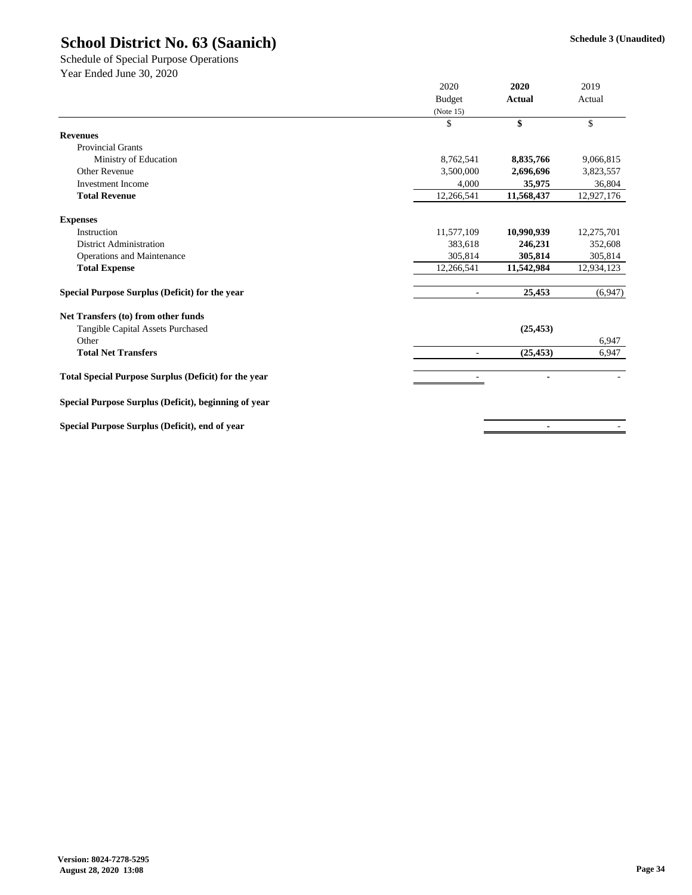# School District No. 63 (Saanich)

Schedule 3 (Unaudited)

Schedule of Special Purpose Operations
Year Ended June 30, 2020

| | 2020 Budget (Note 15) | **2020 Actual** | 2019 Actual |
|---|---|---|---|
| | $ | **$** | $ |
| **Revenues** | | | |
| Provincial Grants | | | |
| Ministry of Education | 8,762,541 | **8,835,766** | 9,066,815 |
| Other Revenue | 3,500,000 | **2,696,696** | 3,823,557 |
| Investment Income | 4,000 | **35,975** | 36,804 |
| **Total Revenue** | 12,266,541 | **11,568,437** | 12,927,176 |
| **Expenses** | | | |
| Instruction | 11,577,109 | **10,990,939** | 12,275,701 |
| District Administration | 383,618 | **246,231** | 352,608 |
| Operations and Maintenance | 305,814 | **305,814** | 305,814 |
| **Total Expense** | 12,266,541 | **11,542,984** | 12,934,123 |
| **Special Purpose Surplus (Deficit) for the year** | - | **25,453** | (6,947) |
| **Net Transfers (to) from other funds** | | | |
| Tangible Capital Assets Purchased | | **(25,453)** | |
| Other | | | 6,947 |
| **Total Net Transfers** | - | **(25,453)** | 6,947 |
| **Total Special Purpose Surplus (Deficit) for the year** | - | **-** | - |
| **Special Purpose Surplus (Deficit), beginning of year** | | | |
| **Special Purpose Surplus (Deficit), end of year** | | **-** | - |

**Version: 8024-7278-5295**
**August 28, 2020 13:08**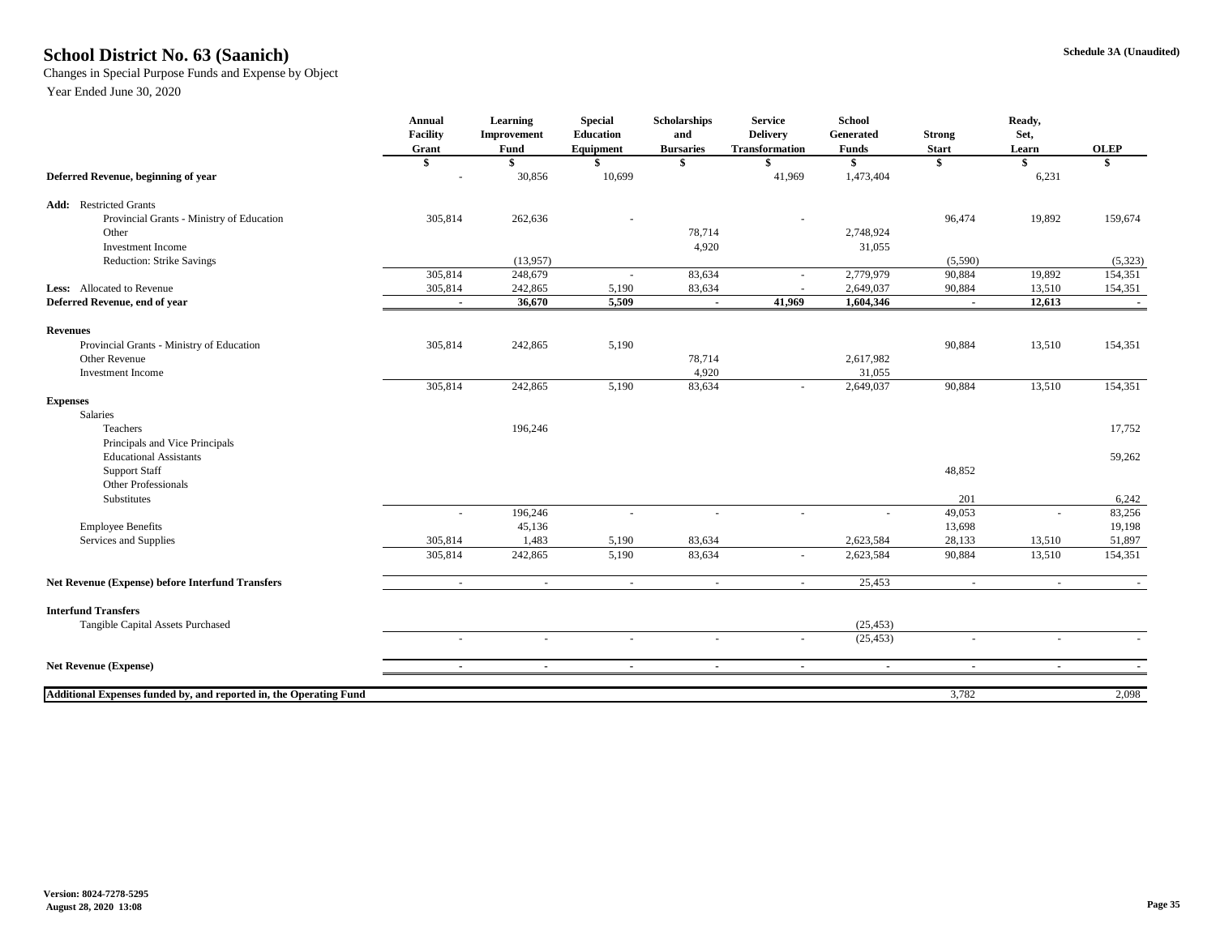# School District No. 63 (Saanich)

Schedule 3A (Unaudited)

Changes in Special Purpose Funds and Expense by Object

Year Ended June 30, 2020

| | Annual Facility Grant | Learning Improvement Fund | Special Education Equipment | Scholarships and Bursaries | Service Delivery Transformation | School Generated Funds | Strong Start | Ready, Set, Learn | OLEP |
|---|---|---|---|---|---|---|---|---|---|
| | $ | $ | $ | $ | $ | $ | $ | $ | $ |
| **Deferred Revenue, beginning of year** | - | 30,856 | 10,699 | | 41,969 | 1,473,404 | | 6,231 | |
| **Add:** Restricted Grants | | | | | | | | | |
| Provincial Grants - Ministry of Education | 305,814 | 262,636 | - | | - | | 96,474 | 19,892 | 159,674 |
| Other | | | | 78,714 | | 2,748,924 | | | |
| Investment Income | | | | 4,920 | | 31,055 | | | |
| Reduction: Strike Savings | | (13,957) | | | | | (5,590) | | (5,323) |
| | 305,814 | 248,679 | - | 83,634 | - | 2,779,979 | 90,884 | 19,892 | 154,351 |
| **Less:** Allocated to Revenue | 305,814 | 242,865 | 5,190 | 83,634 | - | 2,649,037 | 90,884 | 13,510 | 154,351 |
| **Deferred Revenue, end of year** | **-** | **36,670** | **5,509** | **-** | **41,969** | **1,604,346** | **-** | **12,613** | **-** |
| **Revenues** | | | | | | | | | |
| Provincial Grants - Ministry of Education | 305,814 | 242,865 | 5,190 | | | | 90,884 | 13,510 | 154,351 |
| Other Revenue | | | | 78,714 | | 2,617,982 | | | |
| Investment Income | | | | 4,920 | | 31,055 | | | |
| | 305,814 | 242,865 | 5,190 | 83,634 | - | 2,649,037 | 90,884 | 13,510 | 154,351 |
| **Expenses** | | | | | | | | | |
| Salaries | | | | | | | | | |
| Teachers | | 196,246 | | | | | | | 17,752 |
| Principals and Vice Principals | | | | | | | | | |
| Educational Assistants | | | | | | | | | 59,262 |
| Support Staff | | | | | | | 48,852 | | |
| Other Professionals | | | | | | | | | |
| Substitutes | | | | | | | 201 | | 6,242 |
| | - | 196,246 | - | - | - | - | 49,053 | - | 83,256 |
| Employee Benefits | | 45,136 | | | | | 13,698 | | 19,198 |
| Services and Supplies | 305,814 | 1,483 | 5,190 | 83,634 | | 2,623,584 | 28,133 | 13,510 | 51,897 |
| | 305,814 | 242,865 | 5,190 | 83,634 | - | 2,623,584 | 90,884 | 13,510 | 154,351 |
| **Net Revenue (Expense) before Interfund Transfers** | - | - | - | - | - | 25,453 | - | - | - |
| **Interfund Transfers** | | | | | | | | | |
| Tangible Capital Assets Purchased | | | | | | (25,453) | | | |
| | - | - | - | - | - | (25,453) | - | - | - |
| **Net Revenue (Expense)** | - | - | - | - | - | - | - | - | - |
| **Additional Expenses funded by, and reported in, the Operating Fund** | | | | | | | 3,782 | | 2,098 |

Version: 8024-7278-5295
August 28, 2020 13:08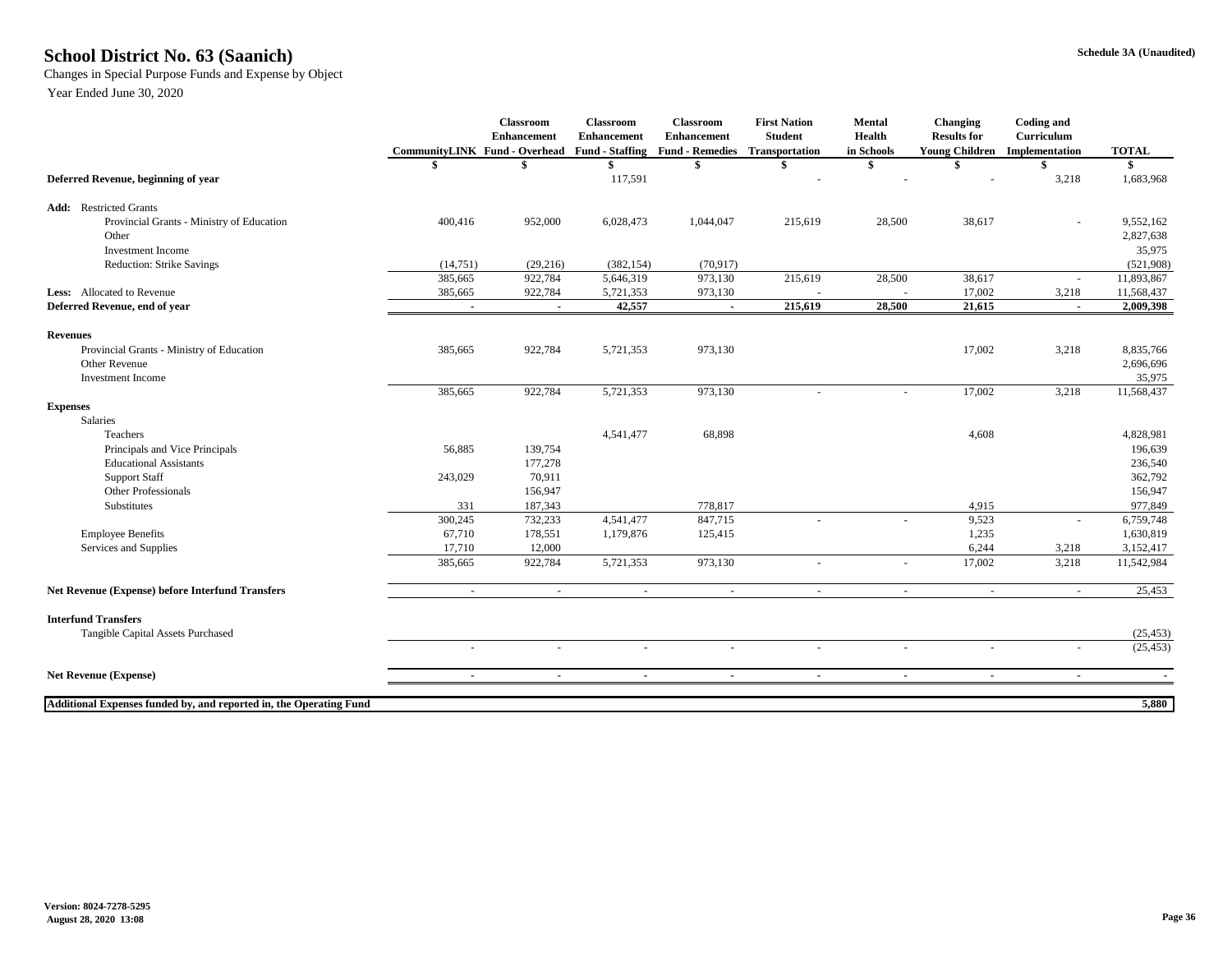# School District No. 63 (Saanich)

Schedule 3A (Unaudited)

Changes in Special Purpose Funds and Expense by Object

Year Ended June 30, 2020

| | CommunityLINK | Classroom Enhancement Fund - Overhead | Classroom Enhancement Fund - Staffing | Classroom Enhancement Fund - Remedies | First Nation Student Transportation | Mental Health in Schools | Changing Results for Young Children | Coding and Curriculum Implementation | TOTAL |
|---|---|---|---|---|---|---|---|---|---|
| | $ | $ | $ | $ | $ | $ | $ | $ | $ |
| **Deferred Revenue, beginning of year** | | | 117,591 | | - | - | - | 3,218 | 1,683,968 |
| **Add:** Restricted Grants | | | | | | | | | |
| Provincial Grants - Ministry of Education | 400,416 | 952,000 | 6,028,473 | 1,044,047 | 215,619 | 28,500 | 38,617 | - | 9,552,162 |
| Other | | | | | | | | | 2,827,638 |
| Investment Income | | | | | | | | | 35,975 |
| Reduction: Strike Savings | (14,751) | (29,216) | (382,154) | (70,917) | | | | | (521,908) |
| | 385,665 | 922,784 | 5,646,319 | 973,130 | 215,619 | 28,500 | 38,617 | - | 11,893,867 |
| **Less:** Allocated to Revenue | 385,665 | 922,784 | 5,721,353 | 973,130 | - | - | 17,002 | 3,218 | 11,568,437 |
| **Deferred Revenue, end of year** | - | - | **42,557** | - | **215,619** | **28,500** | **21,615** | - | **2,009,398** |
| **Revenues** | | | | | | | | | |
| Provincial Grants - Ministry of Education | 385,665 | 922,784 | 5,721,353 | 973,130 | | | 17,002 | 3,218 | 8,835,766 |
| Other Revenue | | | | | | | | | 2,696,696 |
| Investment Income | | | | | | | | | 35,975 |
| | 385,665 | 922,784 | 5,721,353 | 973,130 | - | - | 17,002 | 3,218 | 11,568,437 |
| **Expenses** | | | | | | | | | |
| Salaries | | | | | | | | | |
| Teachers | | | 4,541,477 | 68,898 | | | 4,608 | | 4,828,981 |
| Principals and Vice Principals | 56,885 | 139,754 | | | | | | | 196,639 |
| Educational Assistants | | 177,278 | | | | | | | 236,540 |
| Support Staff | 243,029 | 70,911 | | | | | | | 362,792 |
| Other Professionals | | 156,947 | | | | | | | 156,947 |
| Substitutes | 331 | 187,343 | | 778,817 | | | 4,915 | | 977,849 |
| | 300,245 | 732,233 | 4,541,477 | 847,715 | - | - | 9,523 | - | 6,759,748 |
| Employee Benefits | 67,710 | 178,551 | 1,179,876 | 125,415 | | | 1,235 | | 1,630,819 |
| Services and Supplies | 17,710 | 12,000 | | | | | 6,244 | 3,218 | 3,152,417 |
| | 385,665 | 922,784 | 5,721,353 | 973,130 | - | - | 17,002 | 3,218 | 11,542,984 |
| **Net Revenue (Expense) before Interfund Transfers** | - | - | - | - | - | - | - | - | 25,453 |
| **Interfund Transfers** | | | | | | | | | |
| Tangible Capital Assets Purchased | | | | | | | | | (25,453) |
| | - | - | - | - | - | - | - | - | (25,453) |
| **Net Revenue (Expense)** | - | - | - | - | - | - | - | - | - |
| **Additional Expenses funded by, and reported in, the Operating Fund** | | | | | | | | | **5,880** |

Version: 8024-7278-5295
August 28, 2020 13:08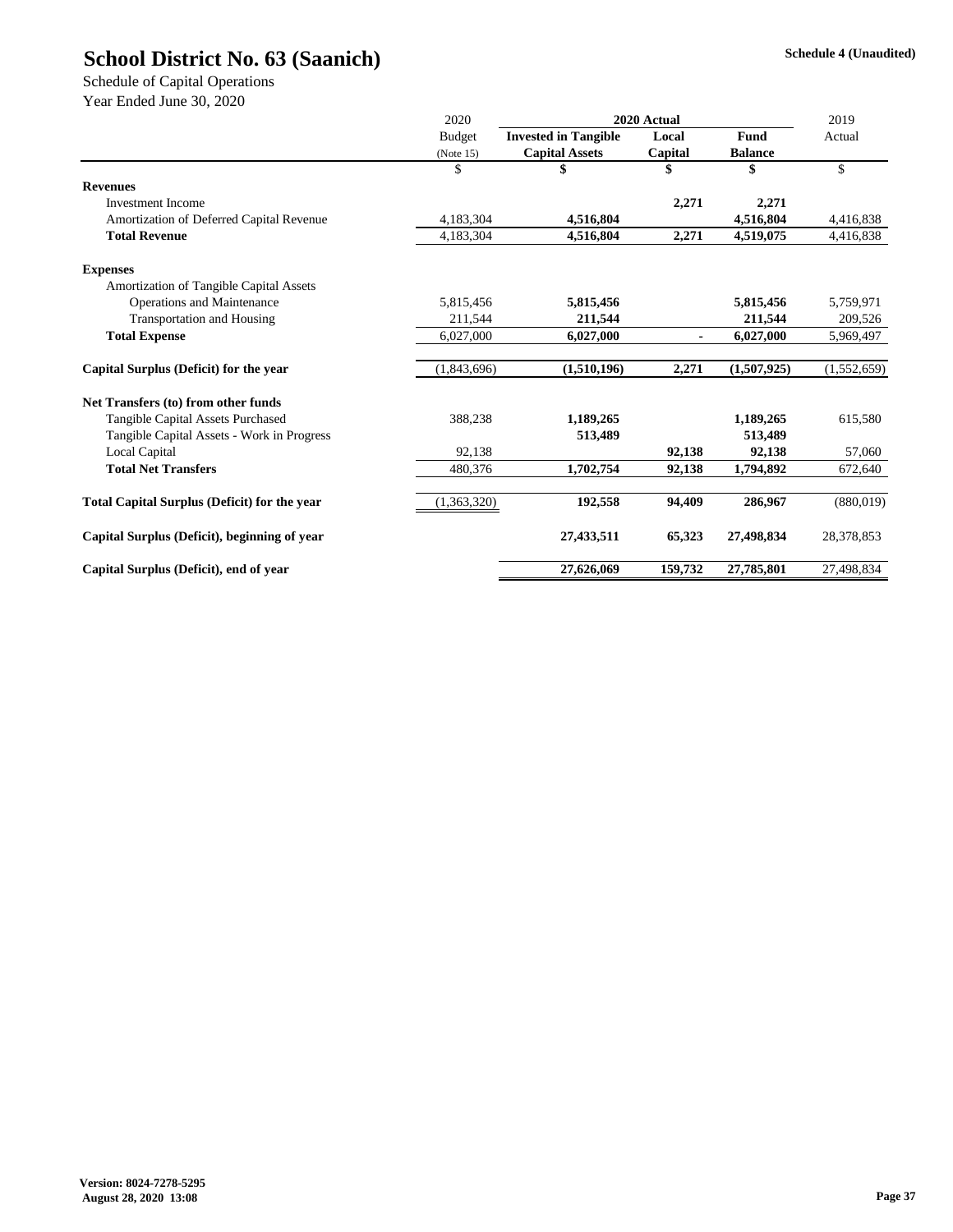# School District No. 63 (Saanich)

**Schedule 4 (Unaudited)**

Schedule of Capital Operations
Year Ended June 30, 2020

| | 2020 Budget (Note 15) | 2020 Actual Invested in Tangible Capital Assets | 2020 Actual Local Capital | 2020 Actual Fund Balance | 2019 Actual |
|---|---|---|---|---|---|
| | $ | $ | $ | $ | $ |
| **Revenues** | | | | | |
| Investment Income | | | 2,271 | 2,271 | |
| Amortization of Deferred Capital Revenue | 4,183,304 | 4,516,804 | | 4,516,804 | 4,416,838 |
| **Total Revenue** | 4,183,304 | 4,516,804 | 2,271 | 4,519,075 | 4,416,838 |
| **Expenses** | | | | | |
| Amortization of Tangible Capital Assets | | | | | |
| Operations and Maintenance | 5,815,456 | 5,815,456 | | 5,815,456 | 5,759,971 |
| Transportation and Housing | 211,544 | 211,544 | | 211,544 | 209,526 |
| **Total Expense** | 6,027,000 | 6,027,000 | - | 6,027,000 | 5,969,497 |
| **Capital Surplus (Deficit) for the year** | (1,843,696) | (1,510,196) | 2,271 | (1,507,925) | (1,552,659) |
| **Net Transfers (to) from other funds** | | | | | |
| Tangible Capital Assets Purchased | 388,238 | 1,189,265 | | 1,189,265 | 615,580 |
| Tangible Capital Assets - Work in Progress | | 513,489 | | 513,489 | |
| Local Capital | 92,138 | | 92,138 | 92,138 | 57,060 |
| **Total Net Transfers** | 480,376 | 1,702,754 | 92,138 | 1,794,892 | 672,640 |
| **Total Capital Surplus (Deficit) for the year** | (1,363,320) | 192,558 | 94,409 | 286,967 | (880,019) |
| **Capital Surplus (Deficit), beginning of year** | | 27,433,511 | 65,323 | 27,498,834 | 28,378,853 |
| **Capital Surplus (Deficit), end of year** | | 27,626,069 | 159,732 | 27,785,801 | 27,498,834 |

**Version: 8024-7278-5295**
**August 28, 2020 13:08**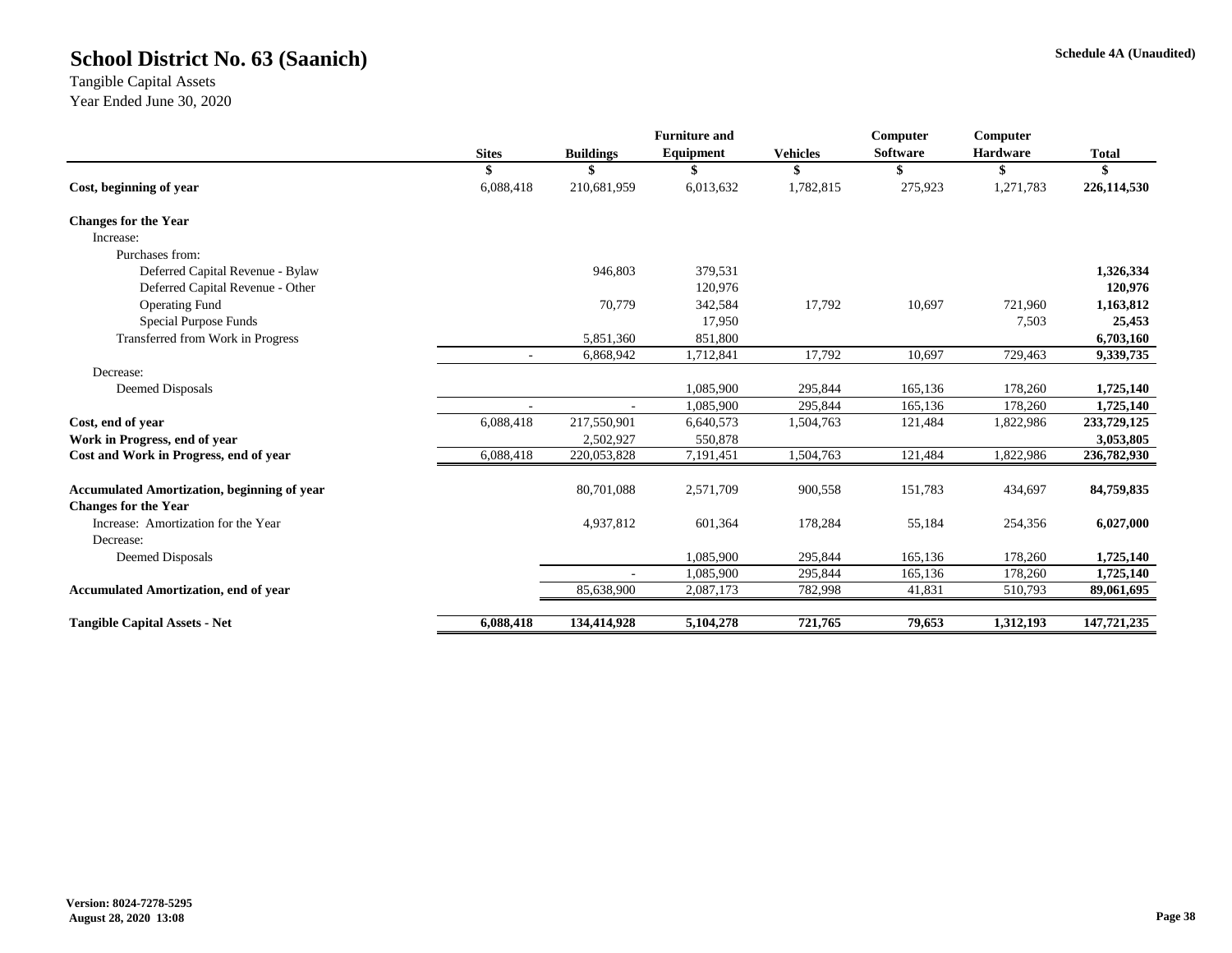# School District No. 63 (Saanich)

Schedule 4A (Unaudited)

Tangible Capital Assets
Year Ended June 30, 2020

| | Sites | Buildings | Furniture and Equipment | Vehicles | Computer Software | Computer Hardware | Total |
|---|---|---|---|---|---|---|---|
| | $ | $ | $ | $ | $ | $ | $ |
| **Cost, beginning of year** | 6,088,418 | 210,681,959 | 6,013,632 | 1,782,815 | 275,923 | 1,271,783 | **226,114,530** |
| **Changes for the Year** | | | | | | | |
| Increase: | | | | | | | |
| Purchases from: | | | | | | | |
| Deferred Capital Revenue - Bylaw | | 946,803 | 379,531 | | | | **1,326,334** |
| Deferred Capital Revenue - Other | | | 120,976 | | | | **120,976** |
| Operating Fund | | 70,779 | 342,584 | 17,792 | 10,697 | 721,960 | **1,163,812** |
| Special Purpose Funds | | | 17,950 | | | 7,503 | **25,453** |
| Transferred from Work in Progress | | 5,851,360 | 851,800 | | | | **6,703,160** |
| | - | 6,868,942 | 1,712,841 | 17,792 | 10,697 | 729,463 | **9,339,735** |
| Decrease: | | | | | | | |
| Deemed Disposals | | | 1,085,900 | 295,844 | 165,136 | 178,260 | **1,725,140** |
| | - | - | 1,085,900 | 295,844 | 165,136 | 178,260 | **1,725,140** |
| **Cost, end of year** | 6,088,418 | 217,550,901 | 6,640,573 | 1,504,763 | 121,484 | 1,822,986 | **233,729,125** |
| **Work in Progress, end of year** | | 2,502,927 | 550,878 | | | | **3,053,805** |
| **Cost and Work in Progress, end of year** | 6,088,418 | 220,053,828 | 7,191,451 | 1,504,763 | 121,484 | 1,822,986 | **236,782,930** |
| | | | | | | | |
| **Accumulated Amortization, beginning of year** | | 80,701,088 | 2,571,709 | 900,558 | 151,783 | 434,697 | **84,759,835** |
| **Changes for the Year** | | | | | | | |
| Increase: Amortization for the Year | | 4,937,812 | 601,364 | 178,284 | 55,184 | 254,356 | **6,027,000** |
| Decrease: | | | | | | | |
| Deemed Disposals | | | 1,085,900 | 295,844 | 165,136 | 178,260 | **1,725,140** |
| | | - | 1,085,900 | 295,844 | 165,136 | 178,260 | **1,725,140** |
| **Accumulated Amortization, end of year** | | 85,638,900 | 2,087,173 | 782,998 | 41,831 | 510,793 | **89,061,695** |
| | | | | | | | |
| **Tangible Capital Assets - Net** | **6,088,418** | **134,414,928** | **5,104,278** | **721,765** | **79,653** | **1,312,193** | **147,721,235** |

**Version: 8024-7278-5295**
**August 28, 2020 13:08**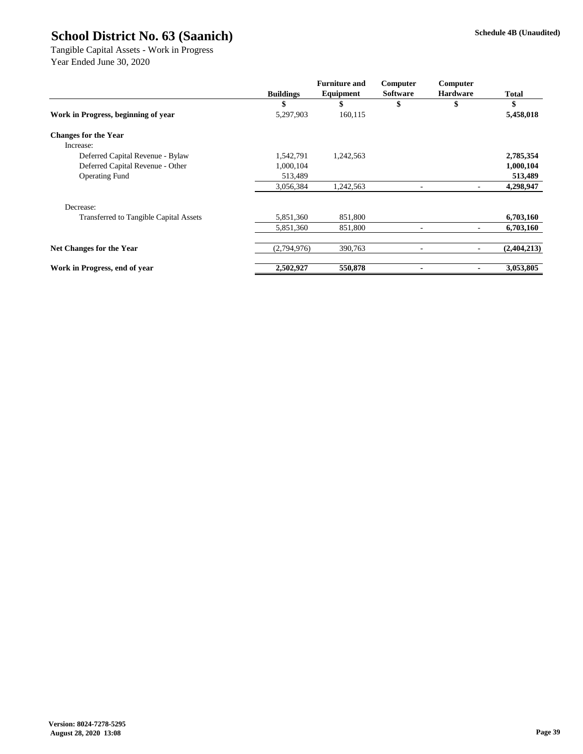# School District No. 63 (Saanich)

Schedule 4B (Unaudited)

Tangible Capital Assets - Work in Progress
Year Ended June 30, 2020

| | Buildings | Furniture and Equipment | Computer Software | Computer Hardware | Total |
|---|---|---|---|---|---|
| | $ | $ | $ | $ | $ |
| **Work in Progress, beginning of year** | 5,297,903 | 160,115 | | | **5,458,018** |
| **Changes for the Year** | | | | | |
| Increase: | | | | | |
| Deferred Capital Revenue - Bylaw | 1,542,791 | 1,242,563 | | | **2,785,354** |
| Deferred Capital Revenue - Other | 1,000,104 | | | | **1,000,104** |
| Operating Fund | 513,489 | | | | **513,489** |
| | 3,056,384 | 1,242,563 | - | - | **4,298,947** |
| Decrease: | | | | | |
| Transferred to Tangible Capital Assets | 5,851,360 | 851,800 | | | **6,703,160** |
| | 5,851,360 | 851,800 | - | - | **6,703,160** |
| **Net Changes for the Year** | (2,794,976) | 390,763 | - | - | **(2,404,213)** |
| **Work in Progress, end of year** | **2,502,927** | **550,878** | **-** | **-** | **3,053,805** |

**Version: 8024-7278-5295**
**August 28, 2020 13:08**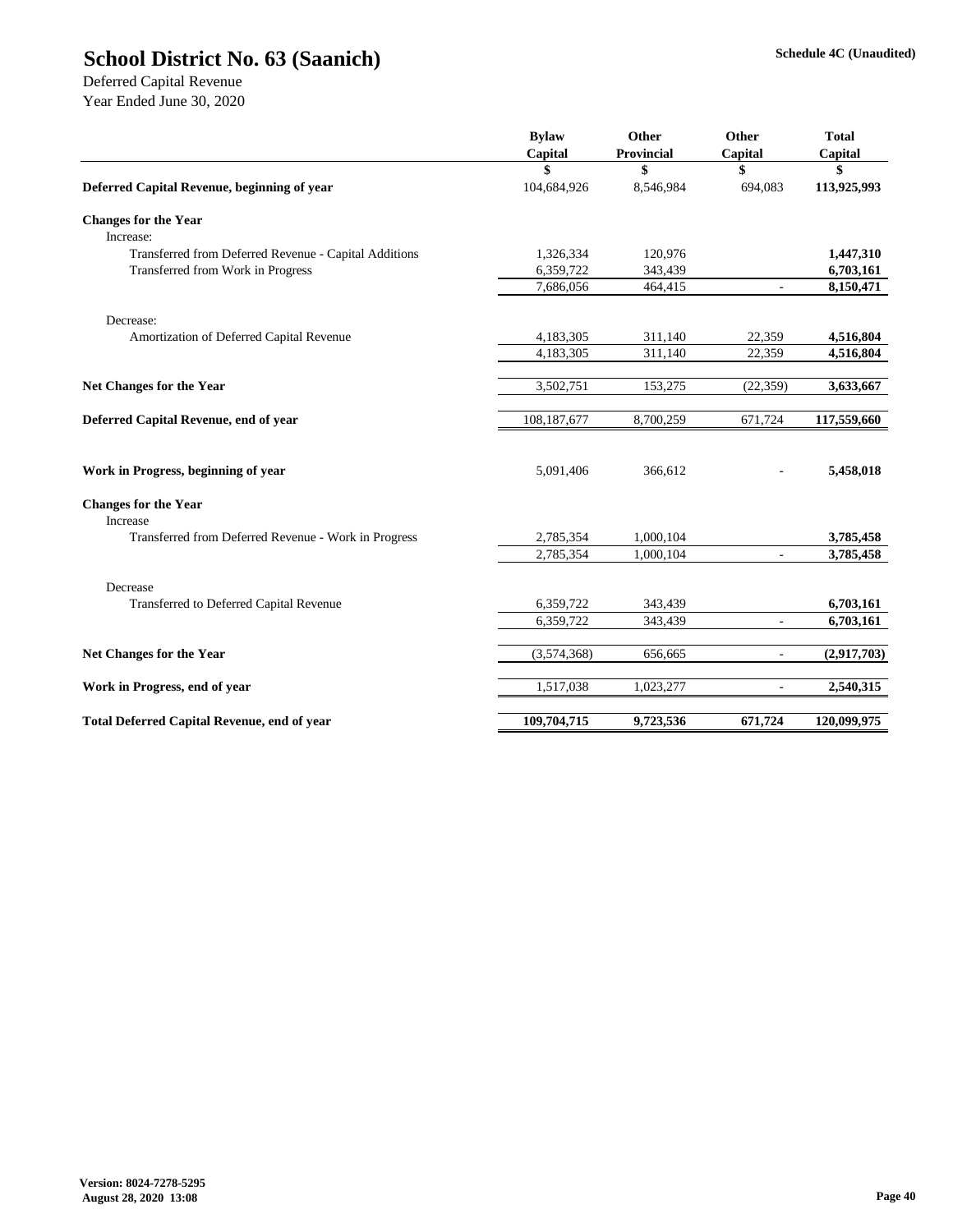# School District No. 63 (Saanich)

**Schedule 4C (Unaudited)**

Deferred Capital Revenue
Year Ended June 30, 2020

| | Bylaw Capital | Other Provincial | Other Capital | Total Capital |
|---|---|---|---|---|
| | $ | $ | $ | $ |
| **Deferred Capital Revenue, beginning of year** | 104,684,926 | 8,546,984 | 694,083 | **113,925,993** |
| **Changes for the Year** | | | | |
| Increase: | | | | |
| Transferred from Deferred Revenue - Capital Additions | 1,326,334 | 120,976 | | **1,447,310** |
| Transferred from Work in Progress | 6,359,722 | 343,439 | | **6,703,161** |
| | 7,686,056 | 464,415 | - | **8,150,471** |
| Decrease: | | | | |
| Amortization of Deferred Capital Revenue | 4,183,305 | 311,140 | 22,359 | **4,516,804** |
| | 4,183,305 | 311,140 | 22,359 | **4,516,804** |
| **Net Changes for the Year** | 3,502,751 | 153,275 | (22,359) | **3,633,667** |
| **Deferred Capital Revenue, end of year** | 108,187,677 | 8,700,259 | 671,724 | **117,559,660** |
| **Work in Progress, beginning of year** | 5,091,406 | 366,612 | - | **5,458,018** |
| **Changes for the Year** | | | | |
| Increase | | | | |
| Transferred from Deferred Revenue - Work in Progress | 2,785,354 | 1,000,104 | | **3,785,458** |
| | 2,785,354 | 1,000,104 | - | **3,785,458** |
| Decrease | | | | |
| Transferred to Deferred Capital Revenue | 6,359,722 | 343,439 | | **6,703,161** |
| | 6,359,722 | 343,439 | - | **6,703,161** |
| **Net Changes for the Year** | (3,574,368) | 656,665 | - | **(2,917,703)** |
| **Work in Progress, end of year** | 1,517,038 | 1,023,277 | - | **2,540,315** |
| **Total Deferred Capital Revenue, end of year** | **109,704,715** | **9,723,536** | **671,724** | **120,099,975** |

**Version: 8024-7278-5295**
**August 28, 2020 13:08**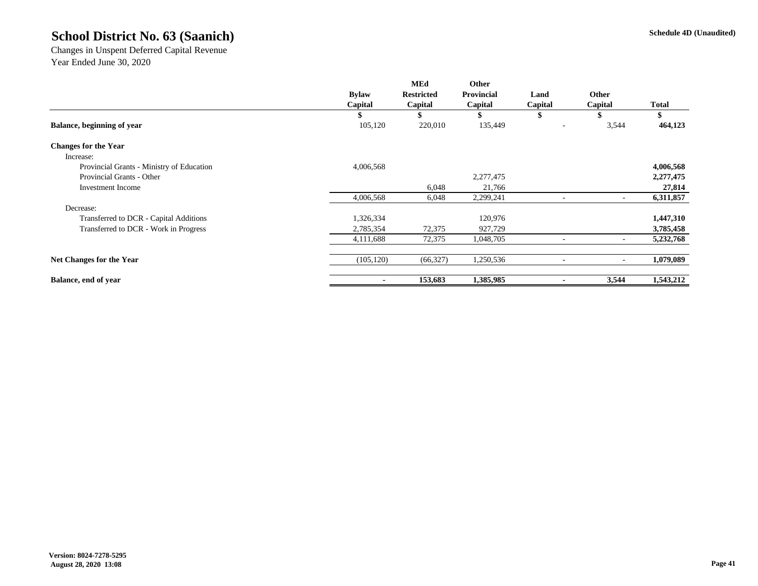# School District No. 63 (Saanich)

Schedule 4D (Unaudited)

Changes in Unspent Deferred Capital Revenue
Year Ended June 30, 2020

| | Bylaw Capital | MEd Restricted Capital | Other Provincial Capital | Land Capital | Other Capital | Total |
|---|---|---|---|---|---|---|
| | $ | $ | $ | $ | $ | $ |
| **Balance, beginning of year** | 105,120 | 220,010 | 135,449 | - | 3,544 | **464,123** |
| **Changes for the Year** | | | | | | |
| Increase: | | | | | | |
| Provincial Grants - Ministry of Education | 4,006,568 | | | | | **4,006,568** |
| Provincial Grants - Other | | | 2,277,475 | | | **2,277,475** |
| Investment Income | | 6,048 | 21,766 | | | **27,814** |
| | 4,006,568 | 6,048 | 2,299,241 | - | - | **6,311,857** |
| Decrease: | | | | | | |
| Transferred to DCR - Capital Additions | 1,326,334 | | 120,976 | | | **1,447,310** |
| Transferred to DCR - Work in Progress | 2,785,354 | 72,375 | 927,729 | | | **3,785,458** |
| | 4,111,688 | 72,375 | 1,048,705 | - | - | **5,232,768** |
| **Net Changes for the Year** | (105,120) | (66,327) | 1,250,536 | - | - | **1,079,089** |
| **Balance, end of year** | **-** | **153,683** | **1,385,985** | **-** | **3,544** | **1,543,212** |

**Version: 8024-7278-5295**
**August 28, 2020 13:08**